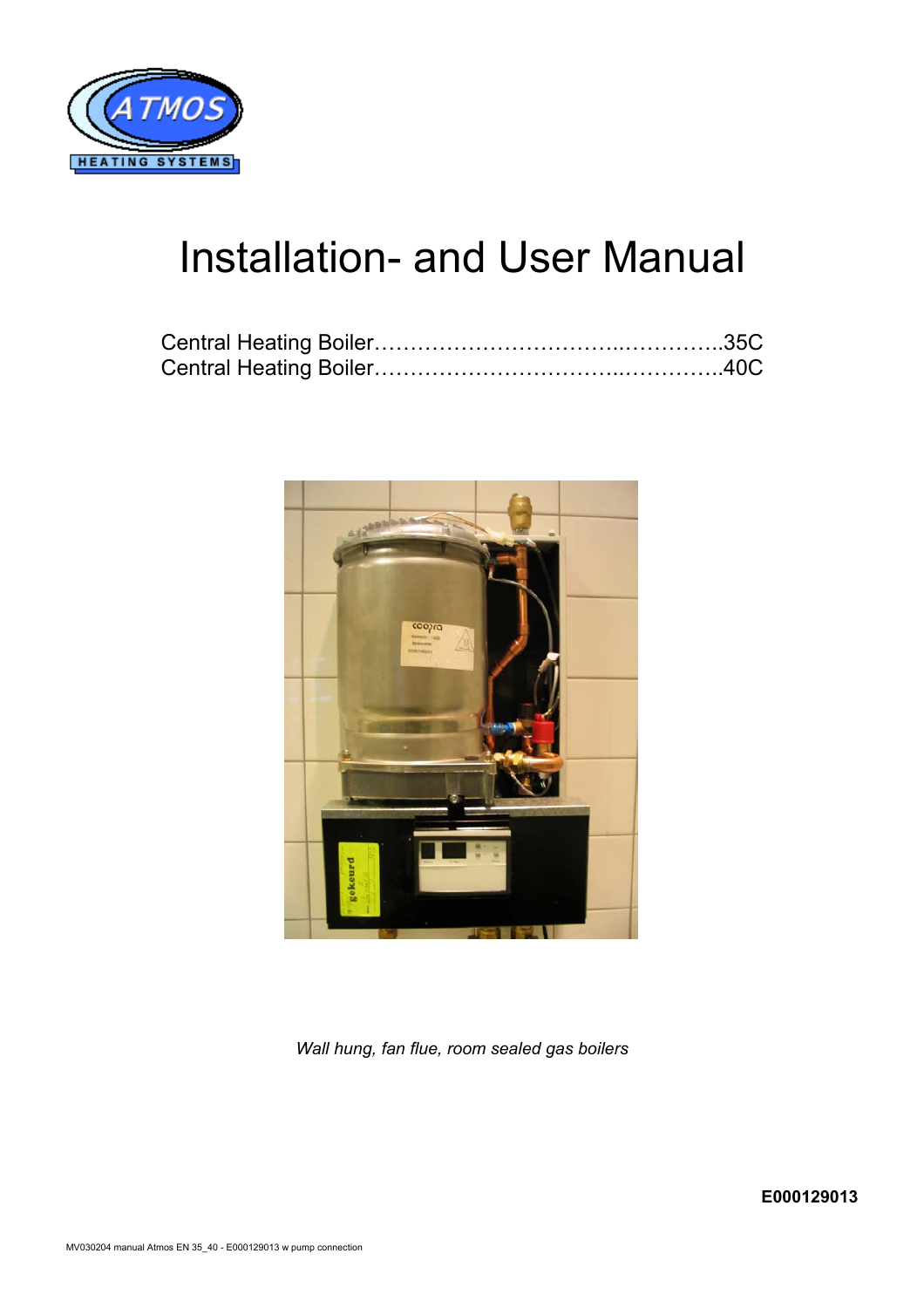ATMOS

HEATING SYSTEMS

# Installation- and User Manual

Central Heating Boiler…………………………...…………..35C
Central Heating Boiler…………………………...…………..40C

*Wall hung, fan flue, room sealed gas boilers*

**E000129013**

MV030204 manual Atmos EN 35_40 - E000129013 w pump connection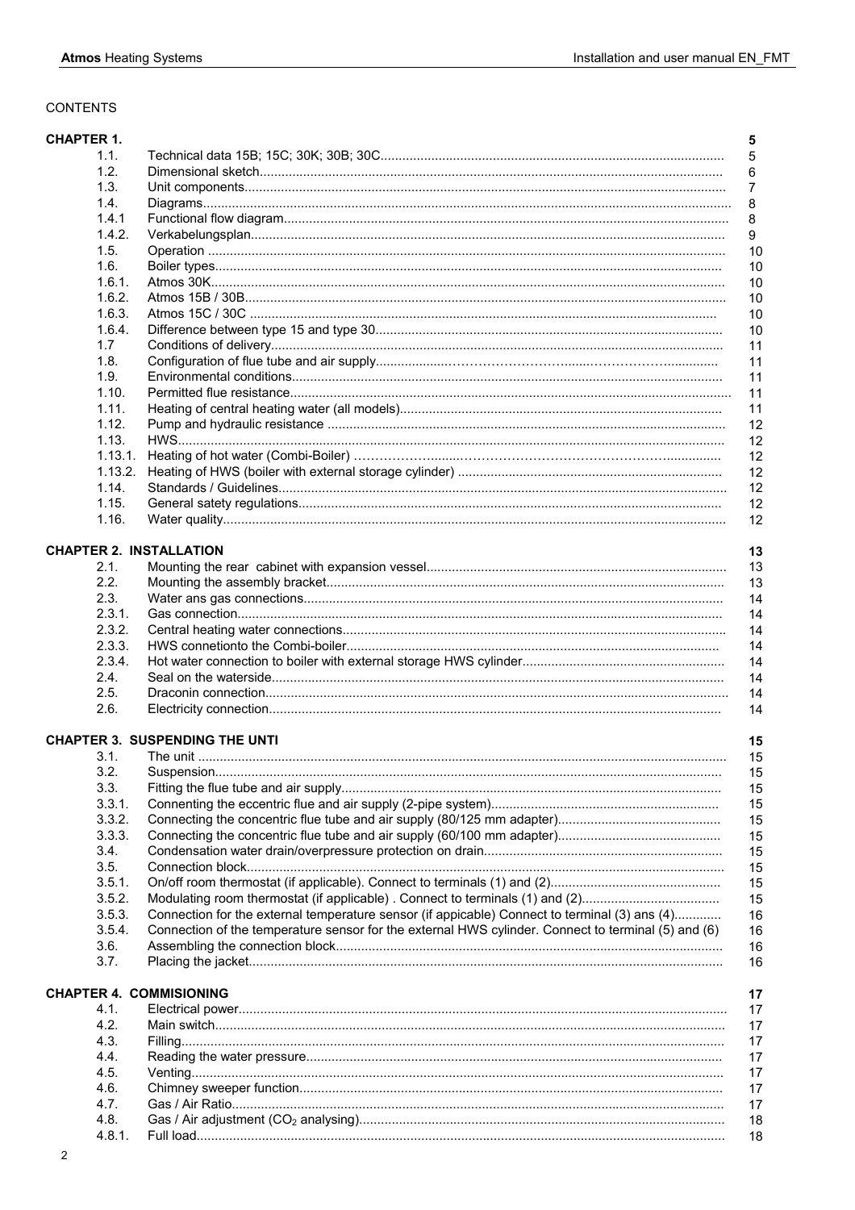CONTENTS

| | | |
|---|---|---|
| **CHAPTER 1.** | | **5** |
| 1.1. | Technical data 15B; 15C; 30K; 30B; 30C | 5 |
| 1.2. | Dimensional sketch | 6 |
| 1.3. | Unit components | 7 |
| 1.4. | Diagrams | 8 |
| 1.4.1 | Functional flow diagram | 8 |
| 1.4.2. | Verkabelungsplan | 9 |
| 1.5. | Operation | 10 |
| 1.6. | Boiler types | 10 |
| 1.6.1. | Atmos 30K | 10 |
| 1.6.2. | Atmos 15B / 30B | 10 |
| 1.6.3. | Atmos 15C / 30C | 10 |
| 1.6.4. | Difference between type 15 and type 30 | 10 |
| 1.7 | Conditions of delivery | 11 |
| 1.8. | Configuration of flue tube and air supply | 11 |
| 1.9. | Environmental conditions | 11 |
| 1.10. | Permitted flue resistance | 11 |
| 1.11. | Heating of central heating water (all models) | 11 |
| 1.12. | Pump and hydraulic resistance | 12 |
| 1.13. | HWS | 12 |
| 1.13.1. | Heating of hot water (Combi-Boiler) | 12 |
| 1.13.2. | Heating of HWS (boiler with external storage cylinder) | 12 |
| 1.14. | Standards / Guidelines | 12 |
| 1.15. | General satety regulations | 12 |
| 1.16. | Water quality | 12 |
| **CHAPTER 2. INSTALLATION** | | **13** |
| 2.1. | Mounting the rear cabinet with expansion vessel | 13 |
| 2.2. | Mounting the assembly bracket | 13 |
| 2.3. | Water ans gas connections | 14 |
| 2.3.1. | Gas connection | 14 |
| 2.3.2. | Central heating water connections | 14 |
| 2.3.3. | HWS connetionto the Combi-boiler | 14 |
| 2.3.4. | Hot water connection to boiler with external storage HWS cylinder | 14 |
| 2.4. | Seal on the waterside | 14 |
| 2.5. | Draconin connection | 14 |
| 2.6. | Electricity connection | 14 |
| **CHAPTER 3. SUSPENDING THE UNTI** | | **15** |
| 3.1. | The unit | 15 |
| 3.2. | Suspension | 15 |
| 3.3. | Fitting the flue tube and air supply | 15 |
| 3.3.1. | Connenting the eccentric flue and air supply (2-pipe system) | 15 |
| 3.3.2. | Connecting the concentric flue tube and air supply (80/125 mm adapter) | 15 |
| 3.3.3. | Connecting the concentric flue tube and air supply (60/100 mm adapter) | 15 |
| 3.4. | Condensation water drain/overpressure protection on drain | 15 |
| 3.5. | Connection block | 15 |
| 3.5.1. | On/off room thermostat (if applicable). Connect to terminals (1) and (2) | 15 |
| 3.5.2. | Modulating room thermostat (if applicable) . Connect to terminals (1) and (2) | 15 |
| 3.5.3. | Connection for the external temperature sensor (if appicable) Connect to terminal (3) ans (4) | 16 |
| 3.5.4. | Connection of the temperature sensor for the external HWS cylinder. Connect to terminal (5) and (6) | 16 |
| 3.6. | Assembling the connection block | 16 |
| 3.7. | Placing the jacket | 16 |
| **CHAPTER 4. COMMISIONING** | | **17** |
| 4.1. | Electrical power | 17 |
| 4.2. | Main switch | 17 |
| 4.3. | Filling | 17 |
| 4.4. | Reading the water pressure | 17 |
| 4.5. | Venting | 17 |
| 4.6. | Chimney sweeper function | 17 |
| 4.7. | Gas / Air Ratio | 17 |
| 4.8. | Gas / Air adjustment ($CO_2$ analysing) | 18 |
| 4.8.1. | Full load | 18 |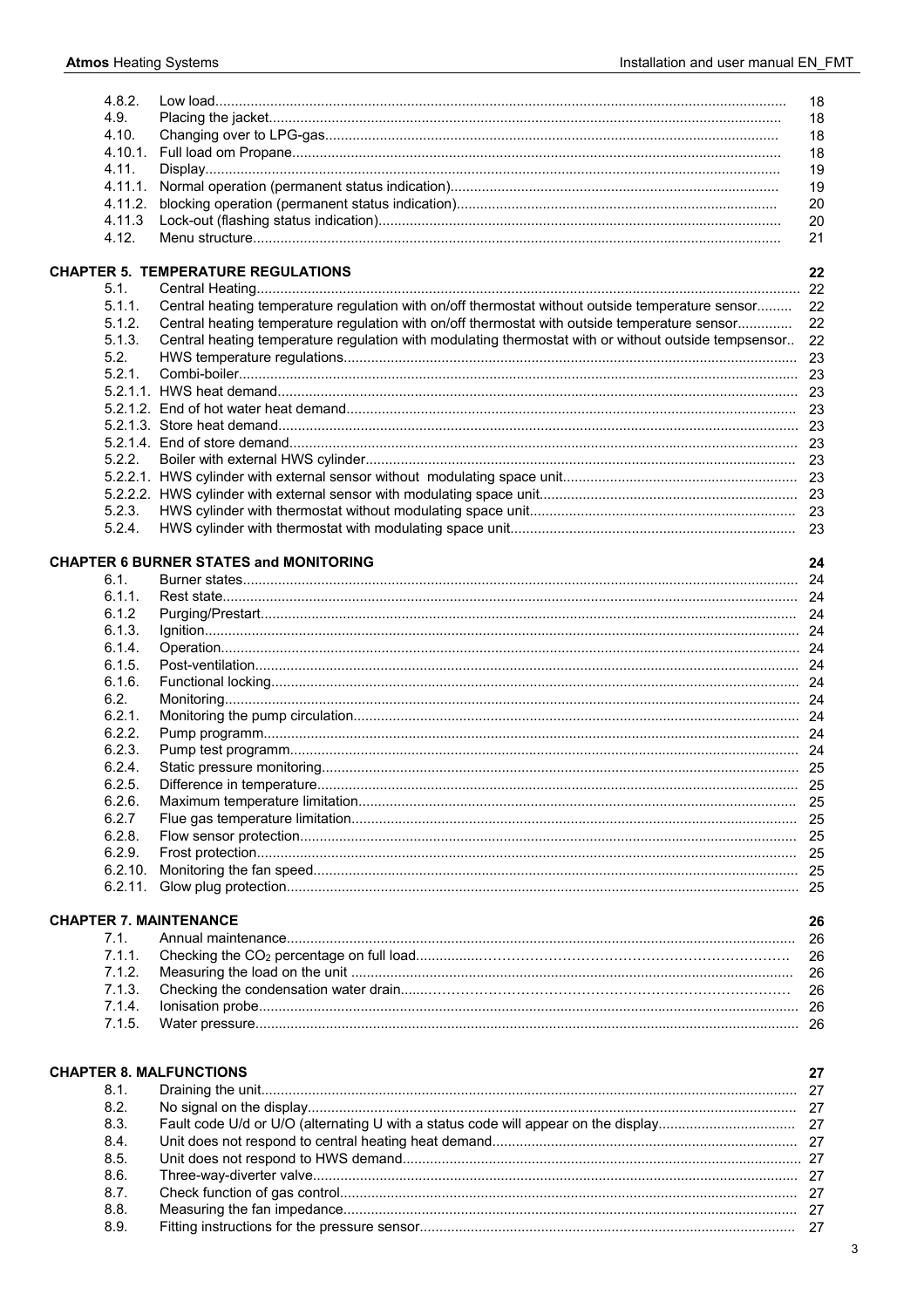| | | |
|---|---|---|
| 4.8.2. | Low load | 18 |
| 4.9. | Placing the jacket | 18 |
| 4.10. | Changing over to LPG-gas | 18 |
| 4.10.1. | Full load om Propane | 18 |
| 4.11. | Display | 19 |
| 4.11.1. | Normal operation (permanent status indication) | 19 |
| 4.11.2. | blocking operation (permanent status indication) | 20 |
| 4.11.3 | Lock-out (flashing status indication) | 20 |
| 4.12. | Menu structure | 21 |

**CHAPTER 5. TEMPERATURE REGULATIONS** **22**

| | | |
|---|---|---|
| 5.1. | Central Heating | 22 |
| 5.1.1. | Central heating temperature regulation with on/off thermostat without outside temperature sensor | 22 |
| 5.1.2. | Central heating temperature regulation with on/off thermostat with outside temperature sensor | 22 |
| 5.1.3. | Central heating temperature regulation with modulating thermostat with or without outside tempsensor | 22 |
| 5.2. | HWS temperature regulations | 23 |
| 5.2.1. | Combi-boiler | 23 |
| 5.2.1.1. | HWS heat demand | 23 |
| 5.2.1.2. | End of hot water heat demand | 23 |
| 5.2.1.3. | Store heat demand | 23 |
| 5.2.1.4. | End of store demand | 23 |
| 5.2.2. | Boiler with external HWS cylinder | 23 |
| 5.2.2.1. | HWS cylinder with external sensor without modulating space unit | 23 |
| 5.2.2.2. | HWS cylinder with external sensor with modulating space unit | 23 |
| 5.2.3. | HWS cylinder with thermostat without modulating space unit | 23 |
| 5.2.4. | HWS cylinder with thermostat with modulating space unit | 23 |

**CHAPTER 6 BURNER STATES and MONITORING** **24**

| | | |
|---|---|---|
| 6.1. | Burner states | 24 |
| 6.1.1. | Rest state | 24 |
| 6.1.2 | Purging/Prestart | 24 |
| 6.1.3. | Ignition | 24 |
| 6.1.4. | Operation | 24 |
| 6.1.5. | Post-ventilation | 24 |
| 6.1.6. | Functional locking | 24 |
| 6.2. | Monitoring | 24 |
| 6.2.1. | Monitoring the pump circulation | 24 |
| 6.2.2. | Pump programm | 24 |
| 6.2.3. | Pump test programm | 24 |
| 6.2.4. | Static pressure monitoring | 25 |
| 6.2.5. | Difference in temperature | 25 |
| 6.2.6. | Maximum temperature limitation | 25 |
| 6.2.7 | Flue gas temperature limitation | 25 |
| 6.2.8. | Flow sensor protection | 25 |
| 6.2.9. | Frost protection | 25 |
| 6.2.10. | Monitoring the fan speed | 25 |
| 6.2.11. | Glow plug protection | 25 |

**CHAPTER 7. MAINTENANCE** **26**

| | | |
|---|---|---|
| 7.1. | Annual maintenance | 26 |
| 7.1.1. | Checking the $CO_2$ percentage on full load | 26 |
| 7.1.2. | Measuring the load on the unit | 26 |
| 7.1.3. | Checking the condensation water drain | 26 |
| 7.1.4. | Ionisation probe | 26 |
| 7.1.5. | Water pressure | 26 |

**CHAPTER 8. MALFUNCTIONS** **27**

| | | |
|---|---|---|
| 8.1. | Draining the unit | 27 |
| 8.2. | No signal on the display | 27 |
| 8.3. | Fault code U/d or U/O (alternating U with a status code will appear on the display | 27 |
| 8.4. | Unit does not respond to central heating heat demand | 27 |
| 8.5. | Unit does not respond to HWS demand | 27 |
| 8.6. | Three-way-diverter valve | 27 |
| 8.7. | Check function of gas control | 27 |
| 8.8. | Measuring the fan impedance | 27 |
| 8.9. | Fitting instructions for the pressure sensor | 27 |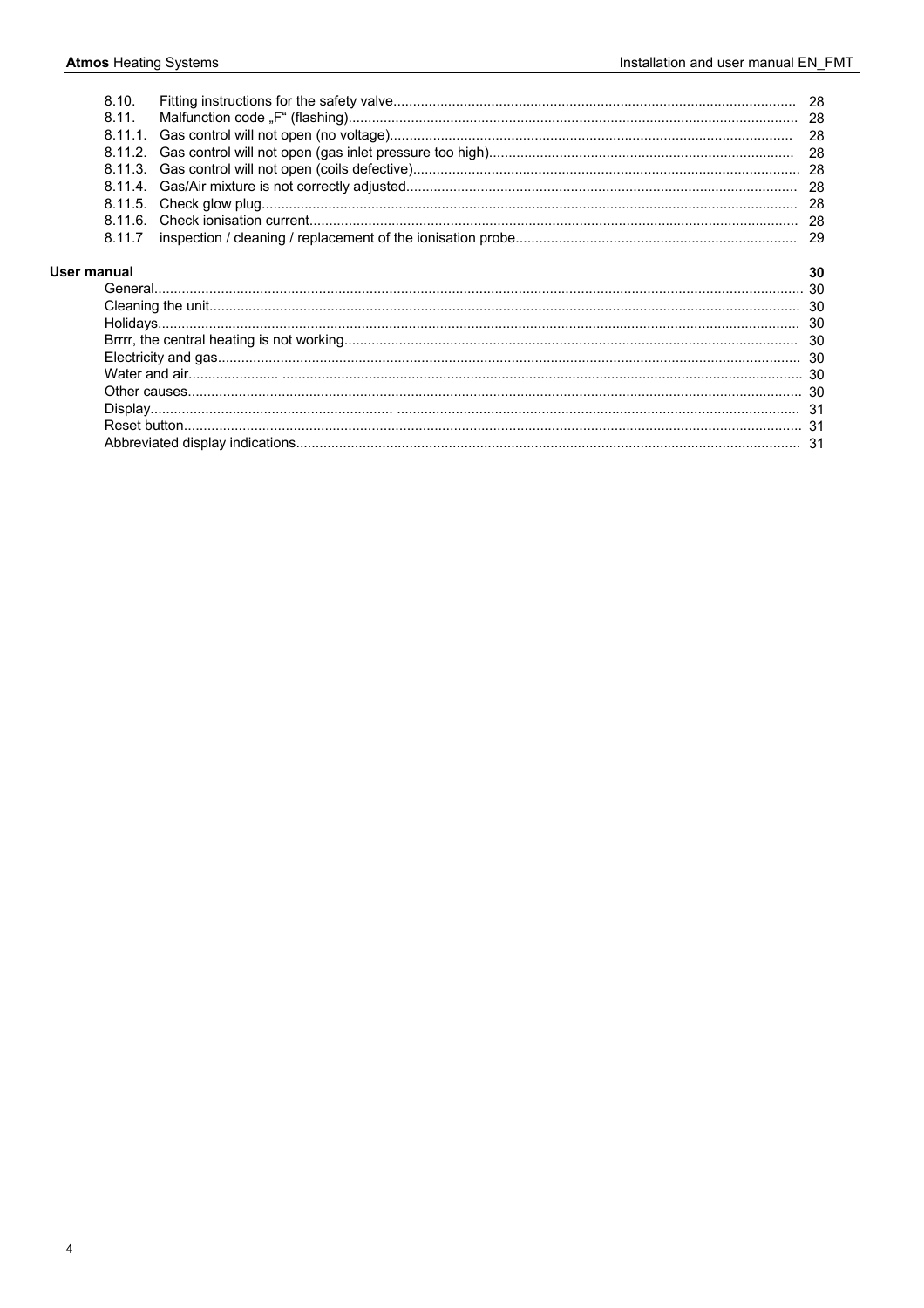8.10. Fitting instructions for the safety valve.......................................................................................................... 28
8.11. Malfunction code „F“ (flashing)..................................................................................................................... 28
8.11.1. Gas control will not open (no voltage)...................................................................................................... 28
8.11.2. Gas control will not open (gas inlet pressure too high)............................................................................. 28
8.11.3. Gas control will not open (coils defective)................................................................................................ 28
8.11.4. Gas/Air mixture is not correctly adjusted.................................................................................................. 28
8.11.5. Check glow plug....................................................................................................................................... 28
8.11.6. Check ionisation current........................................................................................................................... 28
8.11.7 inspection / cleaning / replacement of the ionisation probe....................................................................... 29

**User manual** **30**

General.................................................................................................................................................................. 30
Cleaning the unit.................................................................................................................................................... 30
Holidays................................................................................................................................................................. 30
Brrrr, the central heating is not working.................................................................................................................. 30
Electricity and gas................................................................................................................................................... 30
Water and air........................................................................................................................................................... 30
Other causes........................................................................................................................................................... 30
Display.................................................................................................................................................................... 31
Reset button............................................................................................................................................................ 31
Abbreviated display indications............................................................................................................................... 31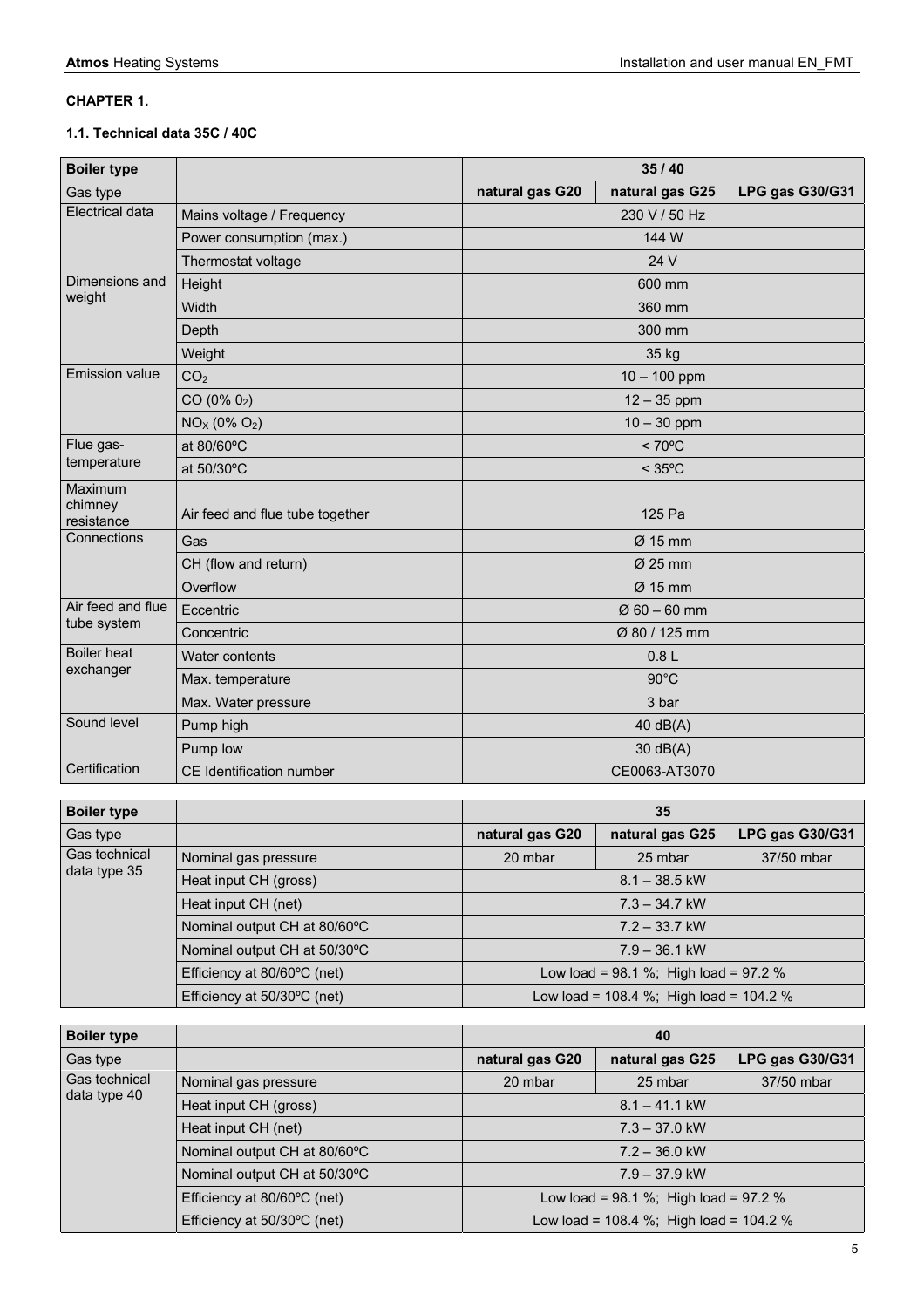**CHAPTER 1.**

**1.1. Technical data 35C / 40C**

| Boiler type | | 35 / 40 | | |
|---|---|---|---|---|
| Gas type | | natural gas G20 | natural gas G25 | LPG gas G30/G31 |
| Electrical data | Mains voltage / Frequency | 230 V / 50 Hz | | |
| | Power consumption (max.) | 144 W | | |
| | Thermostat voltage | 24 V | | |
| Dimensions and weight | Height | 600 mm | | |
| | Width | 360 mm | | |
| | Depth | 300 mm | | |
| | Weight | 35 kg | | |
| Emission value | $CO_2$ | 10 – 100 ppm | | |
| | CO (0% $0_2$) | 12 – 35 ppm | | |
| | $NO_X$ (0% $O_2$) | 10 – 30 ppm | | |
| Flue gas-temperature | at 80/60ºC | < 70ºC | | |
| | at 50/30ºC | < 35ºC | | |
| Maximum chimney resistance | Air feed and flue tube together | 125 Pa | | |
| Connections | Gas | Ø 15 mm | | |
| | CH (flow and return) | Ø 25 mm | | |
| | Overflow | Ø 15 mm | | |
| Air feed and flue tube system | Eccentric | Ø 60 – 60 mm | | |
| | Concentric | Ø 80 / 125 mm | | |
| Boiler heat exchanger | Water contents | 0.8 L | | |
| | Max. temperature | 90°C | | |
| | Max. Water pressure | 3 bar | | |
| Sound level | Pump high | 40 dB(A) | | |
| | Pump low | 30 dB(A) | | |
| Certification | CE Identification number | CE0063-AT3070 | | |

| Boiler type | | 35 | | |
|---|---|---|---|---|
| Gas type | | natural gas G20 | natural gas G25 | LPG gas G30/G31 |
| Gas technical data type 35 | Nominal gas pressure | 20 mbar | 25 mbar | 37/50 mbar |
| | Heat input CH (gross) | 8.1 – 38.5 kW | | |
| | Heat input CH (net) | 7.3 – 34.7 kW | | |
| | Nominal output CH at 80/60ºC | 7.2 – 33.7 kW | | |
| | Nominal output CH at 50/30ºC | 7.9 – 36.1 kW | | |
| | Efficiency at 80/60ºC (net) | Low load = 98.1 %; High load = 97.2 % | | |
| | Efficiency at 50/30ºC (net) | Low load = 108.4 %; High load = 104.2 % | | |

| Boiler type | | 40 | | |
|---|---|---|---|---|
| Gas type | | natural gas G20 | natural gas G25 | LPG gas G30/G31 |
| Gas technical data type 40 | Nominal gas pressure | 20 mbar | 25 mbar | 37/50 mbar |
| | Heat input CH (gross) | 8.1 – 41.1 kW | | |
| | Heat input CH (net) | 7.3 – 37.0 kW | | |
| | Nominal output CH at 80/60ºC | 7.2 – 36.0 kW | | |
| | Nominal output CH at 50/30ºC | 7.9 – 37.9 kW | | |
| | Efficiency at 80/60ºC (net) | Low load = 98.1 %; High load = 97.2 % | | |
| | Efficiency at 50/30ºC (net) | Low load = 108.4 %; High load = 104.2 % | | |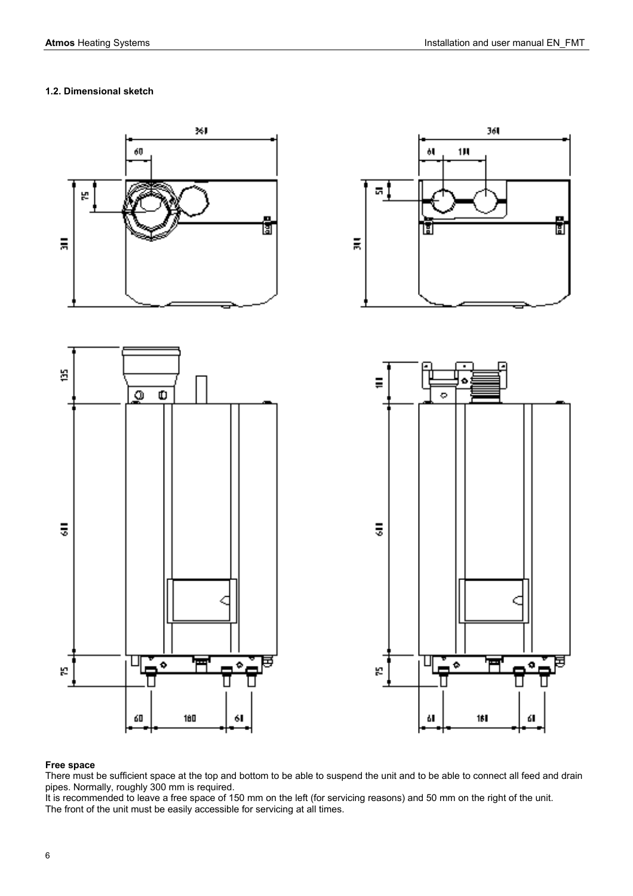### 1.2. Dimensional sketch

**Free space**

There must be sufficient space at the top and bottom to be able to suspend the unit and to be able to connect all feed and drain pipes. Normally, roughly 300 mm is required.

It is recommended to leave a free space of 150 mm on the left (for servicing reasons) and 50 mm on the right of the unit.

The front of the unit must be easily accessible for servicing at all times.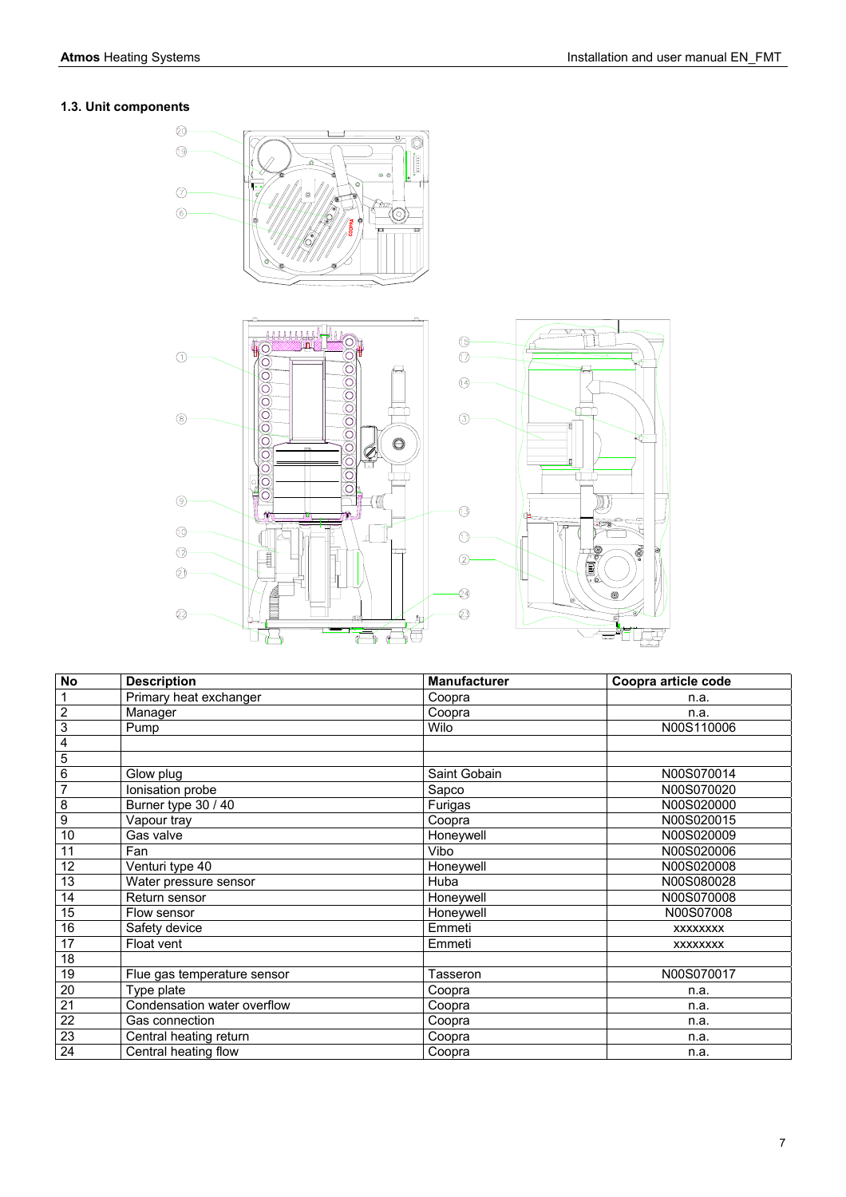### 1.3. Unit components

| No | Description | Manufacturer | Coopra article code |
|---|---|---|---|
| 1 | Primary heat exchanger | Coopra | n.a. |
| 2 | Manager | Coopra | n.a. |
| 3 | Pump | Wilo | N00S110006 |
| 4 | | | |
| 5 | | | |
| 6 | Glow plug | Saint Gobain | N00S070014 |
| 7 | Ionisation probe | Sapco | N00S070020 |
| 8 | Burner type 30 / 40 | Furigas | N00S020000 |
| 9 | Vapour tray | Coopra | N00S020015 |
| 10 | Gas valve | Honeywell | N00S020009 |
| 11 | Fan | Vibo | N00S020006 |
| 12 | Venturi type 40 | Honeywell | N00S020008 |
| 13 | Water pressure sensor | Huba | N00S080028 |
| 14 | Return sensor | Honeywell | N00S070008 |
| 15 | Flow sensor | Honeywell | N00S07008 |
| 16 | Safety device | Emmeti | xxxxxxxx |
| 17 | Float vent | Emmeti | xxxxxxxx |
| 18 | | | |
| 19 | Flue gas temperature sensor | Tasseron | N00S070017 |
| 20 | Type plate | Coopra | n.a. |
| 21 | Condensation water overflow | Coopra | n.a. |
| 22 | Gas connection | Coopra | n.a. |
| 23 | Central heating return | Coopra | n.a. |
| 24 | Central heating flow | Coopra | n.a. |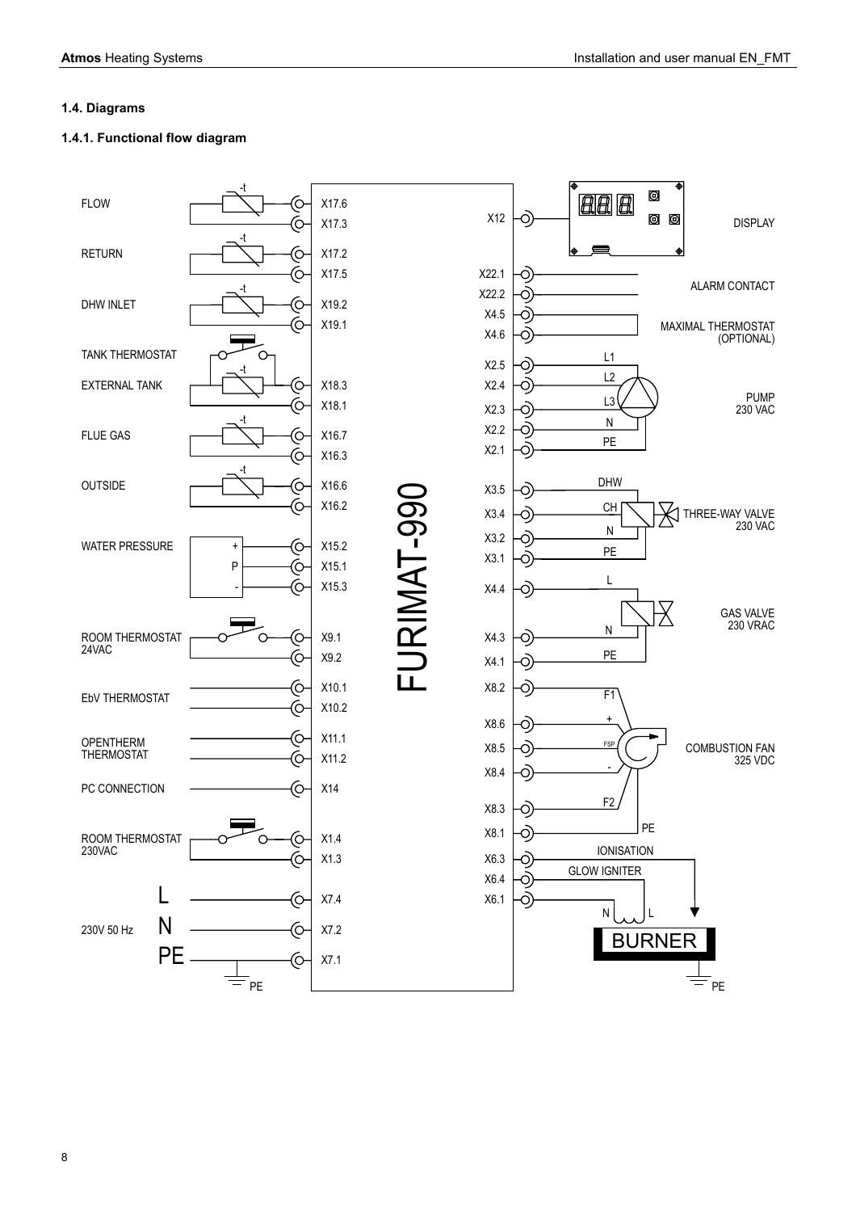### 1.4. Diagrams

#### 1.4.1. Functional flow diagram

| Input | Terminals |
|---|---|
| FLOW | X17.6, X17.3 |
| RETURN | X17.2, X17.5 |
| DHW INLET | X19.2, X19.1 |
| TANK THERMOSTAT / EXTERNAL TANK | X18.3, X18.1 |
| FLUE GAS | X16.7, X16.3 |
| OUTSIDE | X16.6, X16.2 |
| WATER PRESSURE (+, P, -) | X15.2, X15.1, X15.3 |
| ROOM THERMOSTAT 24VAC | X9.1, X9.2 |
| EbV THERMOSTAT | X10.1, X10.2 |
| OPENTHERM THERMOSTAT | X11.1, X11.2 |
| PC CONNECTION | X14 |
| ROOM THERMOSTAT 230VAC | X1.4, X1.3 |
| 230V 50 Hz L | X7.4 |
| 230V 50 Hz N | X7.2 |
| 230V 50 Hz PE | X7.1 |

FURIMAT-990

| Output | Terminals |
|---|---|
| DISPLAY | X12 |
| ALARM CONTACT | X22.1, X22.2 |
| MAXIMAL THERMOSTAT (OPTIONAL) | X4.5, X4.6 |
| PUMP 230 VAC (L1, L2, L3, N, PE) | X2.5, X2.4, X2.3, X2.2, X2.1 |
| THREE-WAY VALVE 230 VAC (DHW, CH, N, PE) | X3.5, X3.4, X3.2, X3.1 |
| GAS VALVE 230 VRAC (L, N, PE) | X4.4, X4.3, X4.1 |
| COMBUSTION FAN 325 VDC (F1, +, FSP, -, F2, PE) | X8.2, X8.6, X8.5, X8.4, X8.3, X8.1 |
| IONISATION | X6.3 |
| GLOW IGNITER (N, L) | X6.4, X6.1 |
| BURNER | PE |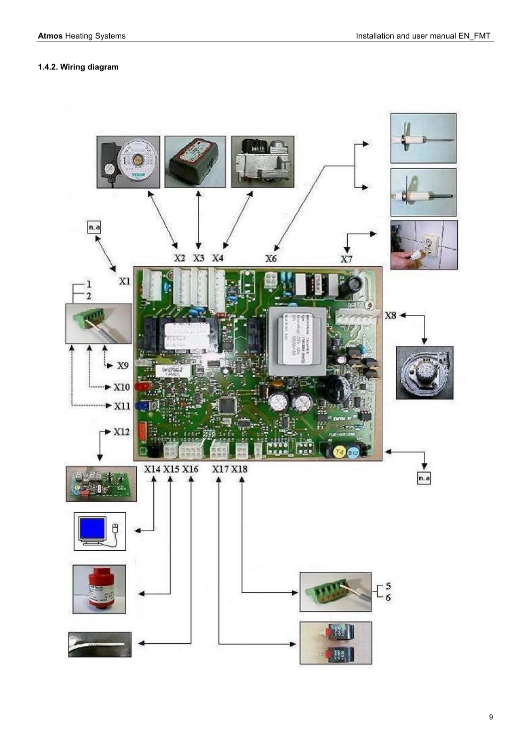### 1.4.2. Wiring diagram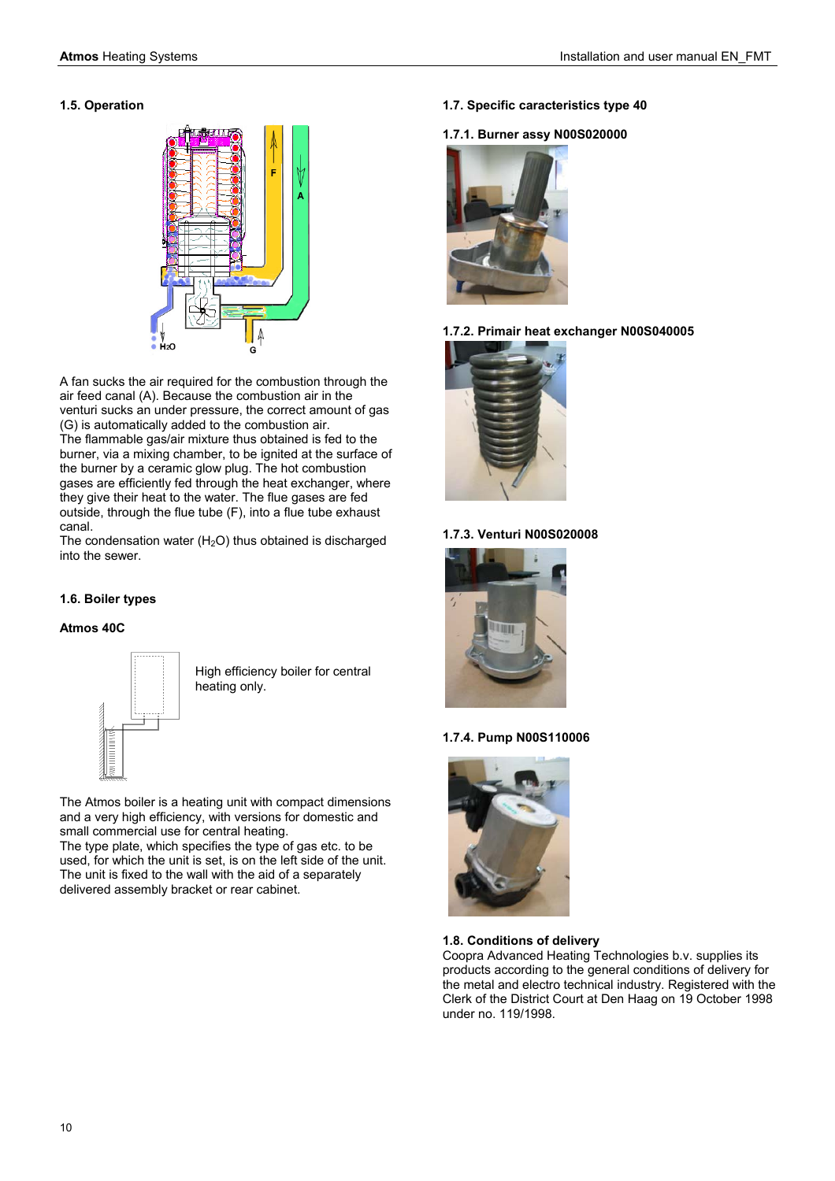## 1.5. Operation

A fan sucks the air required for the combustion through the air feed canal (A). Because the combustion air in the venturi sucks an under pressure, the correct amount of gas (G) is automatically added to the combustion air.
The flammable gas/air mixture thus obtained is fed to the burner, via a mixing chamber, to be ignited at the surface of the burner by a ceramic glow plug. The hot combustion gases are efficiently fed through the heat exchanger, where they give their heat to the water. The flue gases are fed outside, through the flue tube (F), into a flue tube exhaust canal.
The condensation water ($H_2O$) thus obtained is discharged into the sewer.

## 1.6. Boiler types

### Atmos 40C

High efficiency boiler for central heating only.

The Atmos boiler is a heating unit with compact dimensions and a very high efficiency, with versions for domestic and small commercial use for central heating.
The type plate, which specifies the type of gas etc. to be used, for which the unit is set, is on the left side of the unit.
The unit is fixed to the wall with the aid of a separately delivered assembly bracket or rear cabinet.

## 1.7. Specific caracteristics type 40

### 1.7.1. Burner assy N00S020000

### 1.7.2. Primair heat exchanger N00S040005

### 1.7.3. Venturi N00S020008

### 1.7.4. Pump N00S110006

## 1.8. Conditions of delivery

Coopra Advanced Heating Technologies b.v. supplies its products according to the general conditions of delivery for the metal and electro technical industry. Registered with the Clerk of the District Court at Den Haag on 19 October 1998 under no. 119/1998.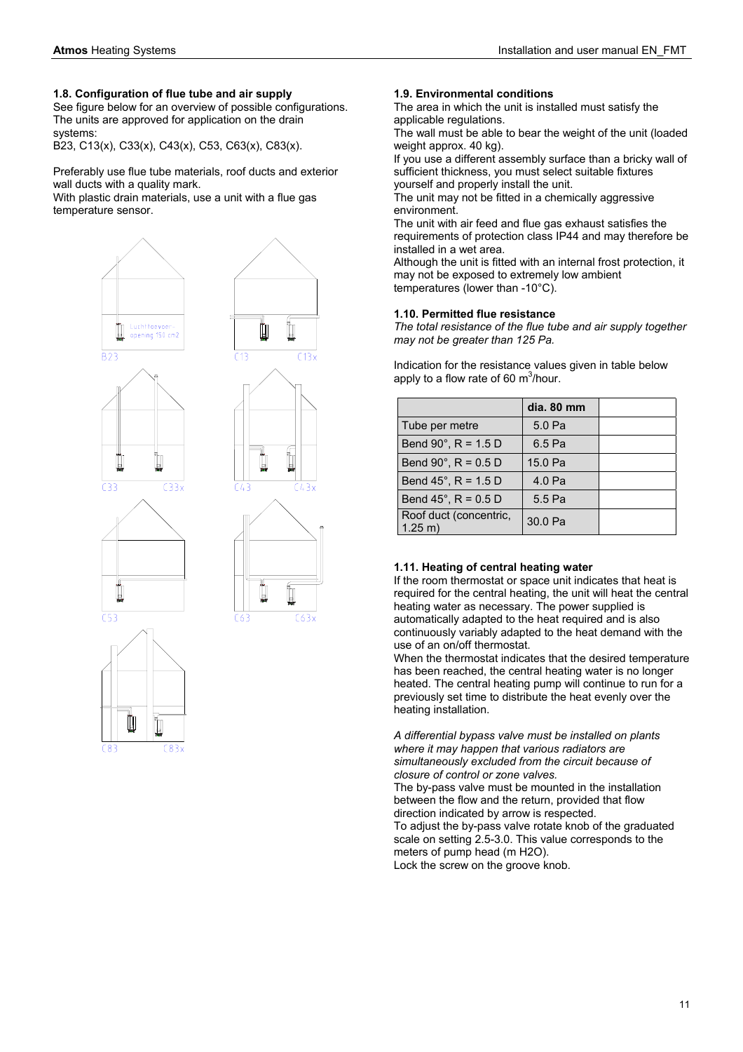## 1.8. Configuration of flue tube and air supply

See figure below for an overview of possible configurations. The units are approved for application on the drain systems:
B23, C13(x), C33(x), C43(x), C53, C63(x), C83(x).

Preferably use flue tube materials, roof ducts and exterior wall ducts with a quality mark.
With plastic drain materials, use a unit with a flue gas temperature sensor.

## 1.9. Environmental conditions

The area in which the unit is installed must satisfy the applicable regulations.
The wall must be able to bear the weight of the unit (loaded weight approx. 40 kg).
If you use a different assembly surface than a bricky wall of sufficient thickness, you must select suitable fixtures yourself and properly install the unit.
The unit may not be fitted in a chemically aggressive environment.
The unit with air feed and flue gas exhaust satisfies the requirements of protection class IP44 and may therefore be installed in a wet area.
Although the unit is fitted with an internal frost protection, it may not be exposed to extremely low ambient temperatures (lower than -10°C).

## 1.10. Permitted flue resistance

*The total resistance of the flue tube and air supply together may not be greater than 125 Pa.*

Indication for the resistance values given in table below apply to a flow rate of 60 m$^3$/hour.

| | dia. 80 mm | |
|---|---|---|
| Tube per metre | 5.0 Pa | |
| Bend 90°, R = 1.5 D | 6.5 Pa | |
| Bend 90°, R = 0.5 D | 15.0 Pa | |
| Bend 45°, R = 1.5 D | 4.0 Pa | |
| Bend 45°, R = 0.5 D | 5.5 Pa | |
| Roof duct (concentric, 1.25 m) | 30.0 Pa | |

## 1.11. Heating of central heating water

If the room thermostat or space unit indicates that heat is required for the central heating, the unit will heat the central heating water as necessary. The power supplied is automatically adapted to the heat required and is also continuously variably adapted to the heat demand with the use of an on/off thermostat.
When the thermostat indicates that the desired temperature has been reached, the central heating water is no longer heated. The central heating pump will continue to run for a previously set time to distribute the heat evenly over the heating installation.

*A differential bypass valve must be installed on plants where it may happen that various radiators are simultaneously excluded from the circuit because of closure of control or zone valves.*
The by-pass valve must be mounted in the installation between the flow and the return, provided that flow direction indicated by arrow is respected.
To adjust the by-pass valve rotate knob of the graduated scale on setting 2.5-3.0. This value corresponds to the meters of pump head (m H2O).
Lock the screw on the groove knob.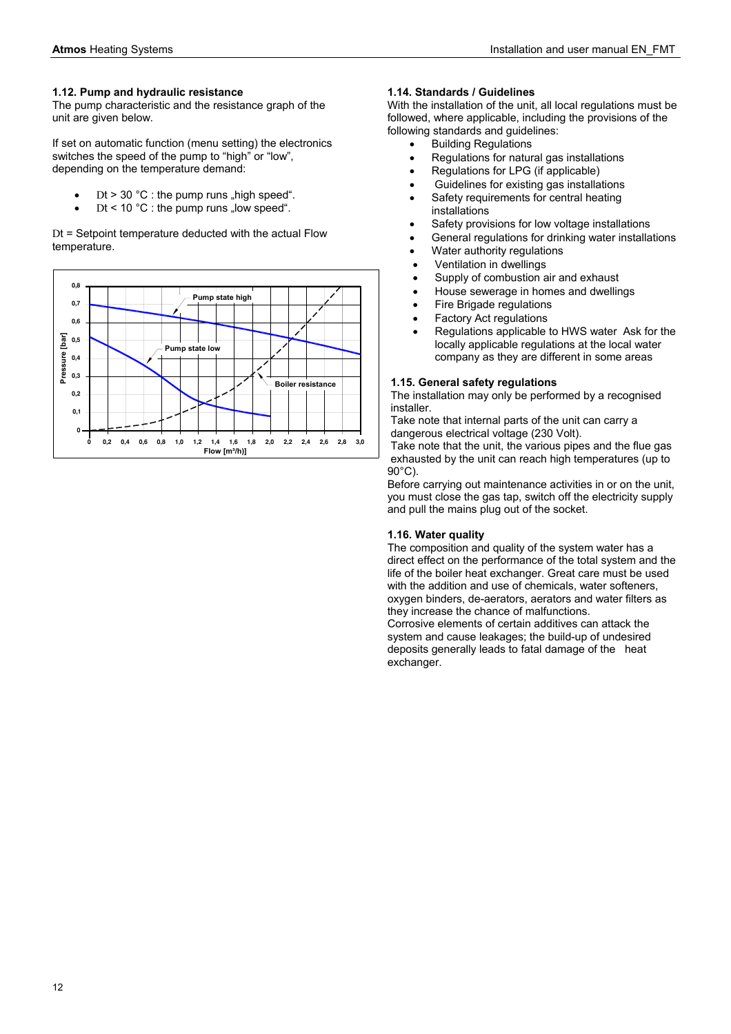### 1.12. Pump and hydraulic resistance

The pump characteristic and the resistance graph of the unit are given below.

If set on automatic function (menu setting) the electronics switches the speed of the pump to “high” or “low”, depending on the temperature demand:

- Dt > 30 °C : the pump runs „high speed“.
- Dt < 10 °C : the pump runs „low speed“.

Dt = Setpoint temperature deducted with the actual Flow temperature.

### 1.14. Standards / Guidelines

With the installation of the unit, all local regulations must be followed, where applicable, including the provisions of the following standards and guidelines:

- Building Regulations
- Regulations for natural gas installations
- Regulations for LPG (if applicable)
- Guidelines for existing gas installations
- Safety requirements for central heating installations
- Safety provisions for low voltage installations
- General regulations for drinking water installations
- Water authority regulations
- Ventilation in dwellings
- Supply of combustion air and exhaust
- House sewerage in homes and dwellings
- Fire Brigade regulations
- Factory Act regulations
- Regulations applicable to HWS water Ask for the locally applicable regulations at the local water company as they are different in some areas

### 1.15. General safety regulations

The installation may only be performed by a recognised installer.

Take note that internal parts of the unit can carry a dangerous electrical voltage (230 Volt).

Take note that the unit, the various pipes and the flue gas exhausted by the unit can reach high temperatures (up to 90°C).

Before carrying out maintenance activities in or on the unit, you must close the gas tap, switch off the electricity supply and pull the mains plug out of the socket.

### 1.16. Water quality

The composition and quality of the system water has a direct effect on the performance of the total system and the life of the boiler heat exchanger. Great care must be used with the addition and use of chemicals, water softeners, oxygen binders, de-aerators, aerators and water filters as they increase the chance of malfunctions.

Corrosive elements of certain additives can attack the system and cause leakages; the build-up of undesired deposits generally leads to fatal damage of the heat exchanger.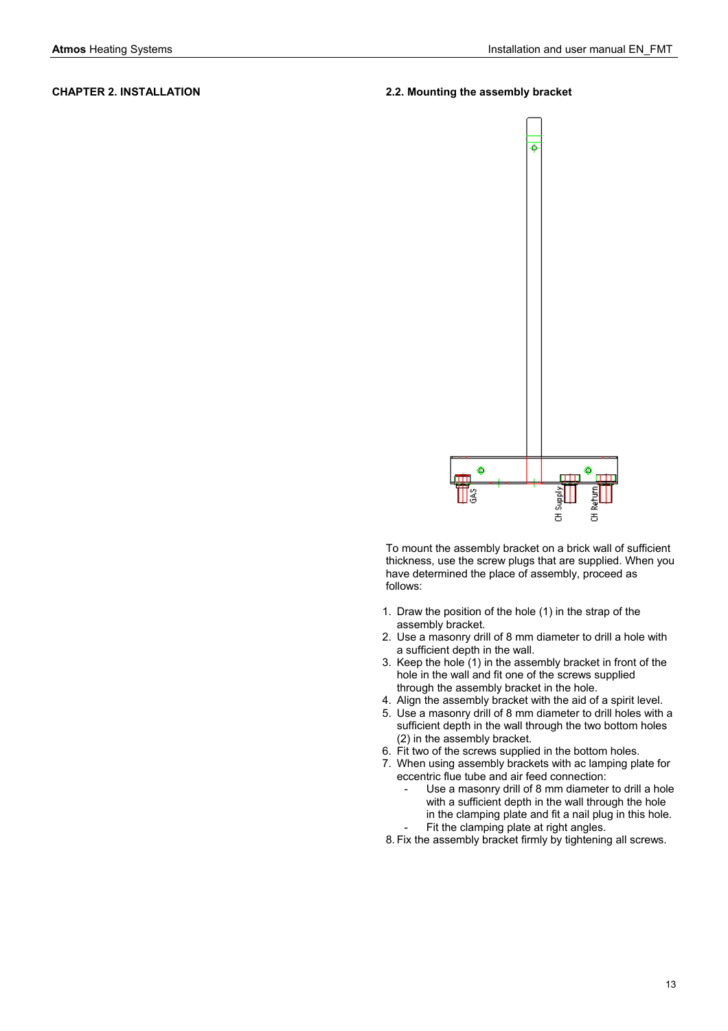## CHAPTER 2. INSTALLATION

### 2.2. Mounting the assembly bracket

To mount the assembly bracket on a brick wall of sufficient thickness, use the screw plugs that are supplied. When you have determined the place of assembly, proceed as follows:

1. Draw the position of the hole (1) in the strap of the assembly bracket.
2. Use a masonry drill of 8 mm diameter to drill a hole with a sufficient depth in the wall.
3. Keep the hole (1) in the assembly bracket in front of the hole in the wall and fit one of the screws supplied through the assembly bracket in the hole.
4. Align the assembly bracket with the aid of a spirit level.
5. Use a masonry drill of 8 mm diameter to drill holes with a sufficient depth in the wall through the two bottom holes (2) in the assembly bracket.
6. Fit two of the screws supplied in the bottom holes.
7. When using assembly brackets with ac lamping plate for eccentric flue tube and air feed connection:
   - Use a masonry drill of 8 mm diameter to drill a hole with a sufficient depth in the wall through the hole in the clamping plate and fit a nail plug in this hole.
   - Fit the clamping plate at right angles.
8. Fix the assembly bracket firmly by tightening all screws.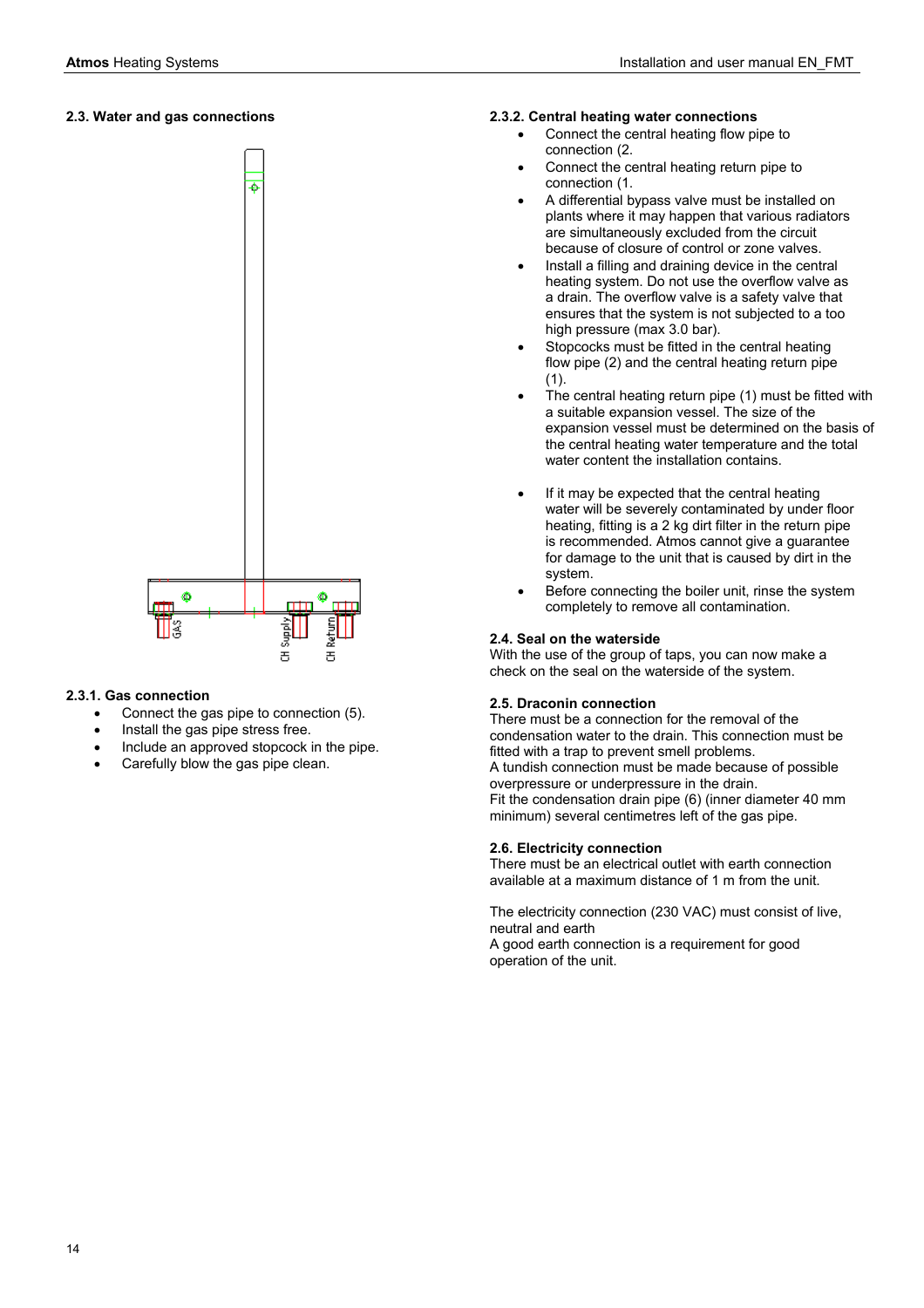## 2.3. Water and gas connections

GAS CH Supply CH Return

### 2.3.1. Gas connection

- Connect the gas pipe to connection (5).
- Install the gas pipe stress free.
- Include an approved stopcock in the pipe.
- Carefully blow the gas pipe clean.

### 2.3.2. Central heating water connections

- Connect the central heating flow pipe to connection (2.
- Connect the central heating return pipe to connection (1.
- A differential bypass valve must be installed on plants where it may happen that various radiators are simultaneously excluded from the circuit because of closure of control or zone valves.
- Install a filling and draining device in the central heating system. Do not use the overflow valve as a drain. The overflow valve is a safety valve that ensures that the system is not subjected to a too high pressure (max 3.0 bar).
- Stopcocks must be fitted in the central heating flow pipe (2) and the central heating return pipe (1).
- The central heating return pipe (1) must be fitted with a suitable expansion vessel. The size of the expansion vessel must be determined on the basis of the central heating water temperature and the total water content the installation contains.
- If it may be expected that the central heating water will be severely contaminated by under floor heating, fitting is a 2 kg dirt filter in the return pipe is recommended. Atmos cannot give a guarantee for damage to the unit that is caused by dirt in the system.
- Before connecting the boiler unit, rinse the system completely to remove all contamination.

## 2.4. Seal on the waterside

With the use of the group of taps, you can now make a check on the seal on the waterside of the system.

## 2.5. Draconin connection

There must be a connection for the removal of the condensation water to the drain. This connection must be fitted with a trap to prevent smell problems.
A tundish connection must be made because of possible overpressure or underpressure in the drain.
Fit the condensation drain pipe (6) (inner diameter 40 mm minimum) several centimetres left of the gas pipe.

## 2.6. Electricity connection

There must be an electrical outlet with earth connection available at a maximum distance of 1 m from the unit.

The electricity connection (230 VAC) must consist of live, neutral and earth
A good earth connection is a requirement for good operation of the unit.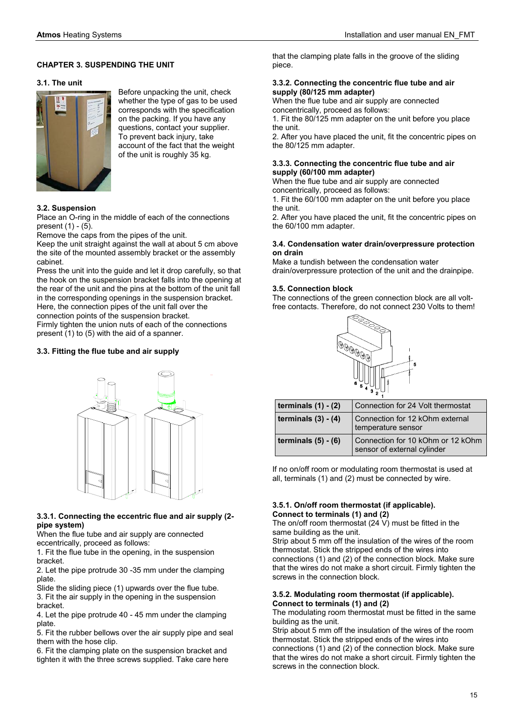## CHAPTER 3. SUSPENDING THE UNIT

### 3.1. The unit

Before unpacking the unit, check whether the type of gas to be used corresponds with the specification on the packing. If you have any questions, contact your supplier. To prevent back injury, take account of the fact that the weight of the unit is roughly 35 kg.

### 3.2. Suspension

Place an O-ring in the middle of each of the connections present (1) - (5).
Remove the caps from the pipes of the unit.
Keep the unit straight against the wall at about 5 cm above the site of the mounted assembly bracket or the assembly cabinet.
Press the unit into the guide and let it drop carefully, so that the hook on the suspension bracket falls into the opening at the rear of the unit and the pins at the bottom of the unit fall in the corresponding openings in the suspension bracket. Here, the connection pipes of the unit fall over the connection points of the suspension bracket.
Firmly tighten the union nuts of each of the connections present (1) to (5) with the aid of a spanner.

### 3.3. Fitting the flue tube and air supply

#### 3.3.1. Connecting the eccentric flue and air supply (2-pipe system)

When the flue tube and air supply are connected eccentrically, proceed as follows:
1. Fit the flue tube in the opening, in the suspension bracket.
2. Let the pipe protrude 30 -35 mm under the clamping plate.
Slide the sliding piece (1) upwards over the flue tube.
3. Fit the air supply in the opening in the suspension bracket.
4. Let the pipe protrude 40 - 45 mm under the clamping plate.
5. Fit the rubber bellows over the air supply pipe and seal them with the hose clip.
6. Fit the clamping plate on the suspension bracket and tighten it with the three screws supplied. Take care here that the clamping plate falls in the groove of the sliding piece.

#### 3.3.2. Connecting the concentric flue tube and air supply (80/125 mm adapter)

When the flue tube and air supply are connected concentrically, proceed as follows:
1. Fit the 80/125 mm adapter on the unit before you place the unit.
2. After you have placed the unit, fit the concentric pipes on the 80/125 mm adapter.

#### 3.3.3. Connecting the concentric flue tube and air supply (60/100 mm adapter)

When the flue tube and air supply are connected concentrically, proceed as follows:
1. Fit the 60/100 mm adapter on the unit before you place the unit.
2. After you have placed the unit, fit the concentric pipes on the 60/100 mm adapter.

### 3.4. Condensation water drain/overpressure protection on drain

Make a tundish between the condensation water drain/overpressure protection of the unit and the drainpipe.

### 3.5. Connection block

The connections of the green connection block are all volt-free contacts. Therefore, do not connect 230 Volts to them!

| | |
|---|---|
| **terminals (1) - (2)** | Connection for 24 Volt thermostat |
| **terminals (3) - (4)** | Connection for 12 kOhm external temperature sensor |
| **terminals (5) - (6)** | Connection for 10 kOhm or 12 kOhm sensor of external cylinder |

If no on/off room or modulating room thermostat is used at all, terminals (1) and (2) must be connected by wire.

#### 3.5.1. On/off room thermostat (if applicable). Connect to terminals (1) and (2)

The on/off room thermostat (24 V) must be fitted in the same building as the unit.
Strip about 5 mm off the insulation of the wires of the room thermostat. Stick the stripped ends of the wires into connections (1) and (2) of the connection block. Make sure that the wires do not make a short circuit. Firmly tighten the screws in the connection block.

#### 3.5.2. Modulating room thermostat (if applicable). Connect to terminals (1) and (2)

The modulating room thermostat must be fitted in the same building as the unit.
Strip about 5 mm off the insulation of the wires of the room thermostat. Stick the stripped ends of the wires into connections (1) and (2) of the connection block. Make sure that the wires do not make a short circuit. Firmly tighten the screws in the connection block.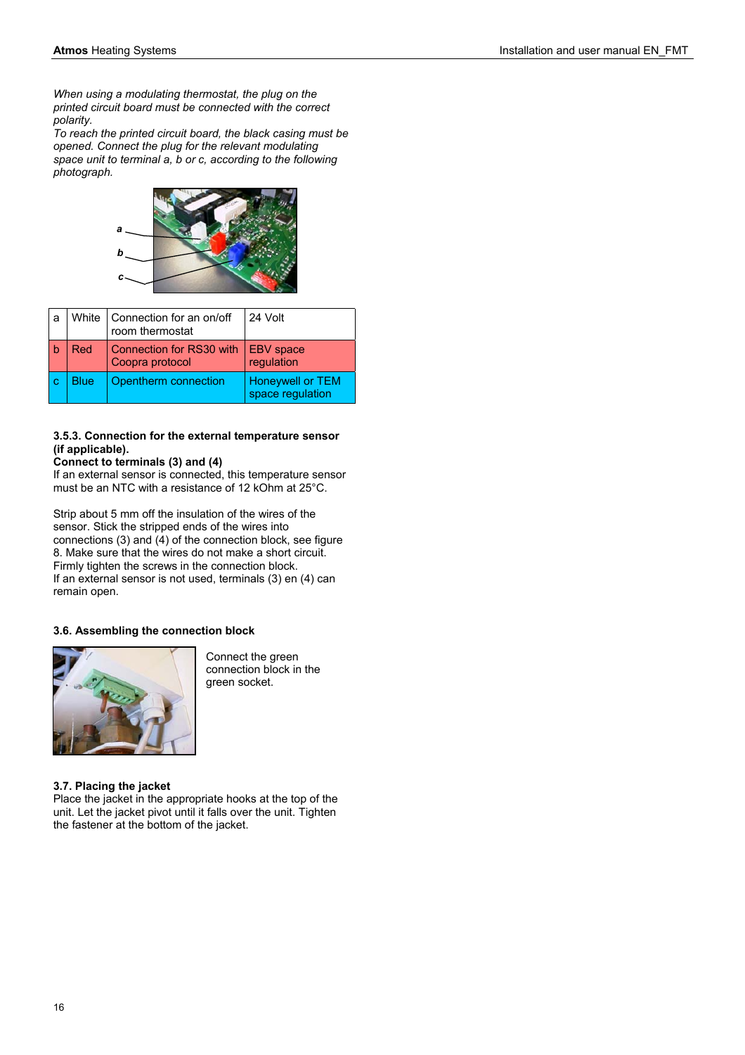*When using a modulating thermostat, the plug on the printed circuit board must be connected with the correct polarity.*
*To reach the printed circuit board, the black casing must be opened. Connect the plug for the relevant modulating space unit to terminal a, b or c, according to the following photograph.*

| a | White | Connection for an on/off room thermostat | 24 Volt |
|---|---|---|---|
| b | Red | Connection for RS30 with Coopra protocol | EBV space regulation |
| c | Blue | Opentherm connection | Honeywell or TEM space regulation |

**3.5.3. Connection for the external temperature sensor (if applicable).**
**Connect to terminals (3) and (4)**
If an external sensor is connected, this temperature sensor must be an NTC with a resistance of 12 kOhm at 25°C.

Strip about 5 mm off the insulation of the wires of the sensor. Stick the stripped ends of the wires into connections (3) and (4) of the connection block, see figure 8. Make sure that the wires do not make a short circuit. Firmly tighten the screws in the connection block.
If an external sensor is not used, terminals (3) en (4) can remain open.

**3.6. Assembling the connection block**

Connect the green connection block in the green socket.

**3.7. Placing the jacket**
Place the jacket in the appropriate hooks at the top of the unit. Let the jacket pivot until it falls over the unit. Tighten the fastener at the bottom of the jacket.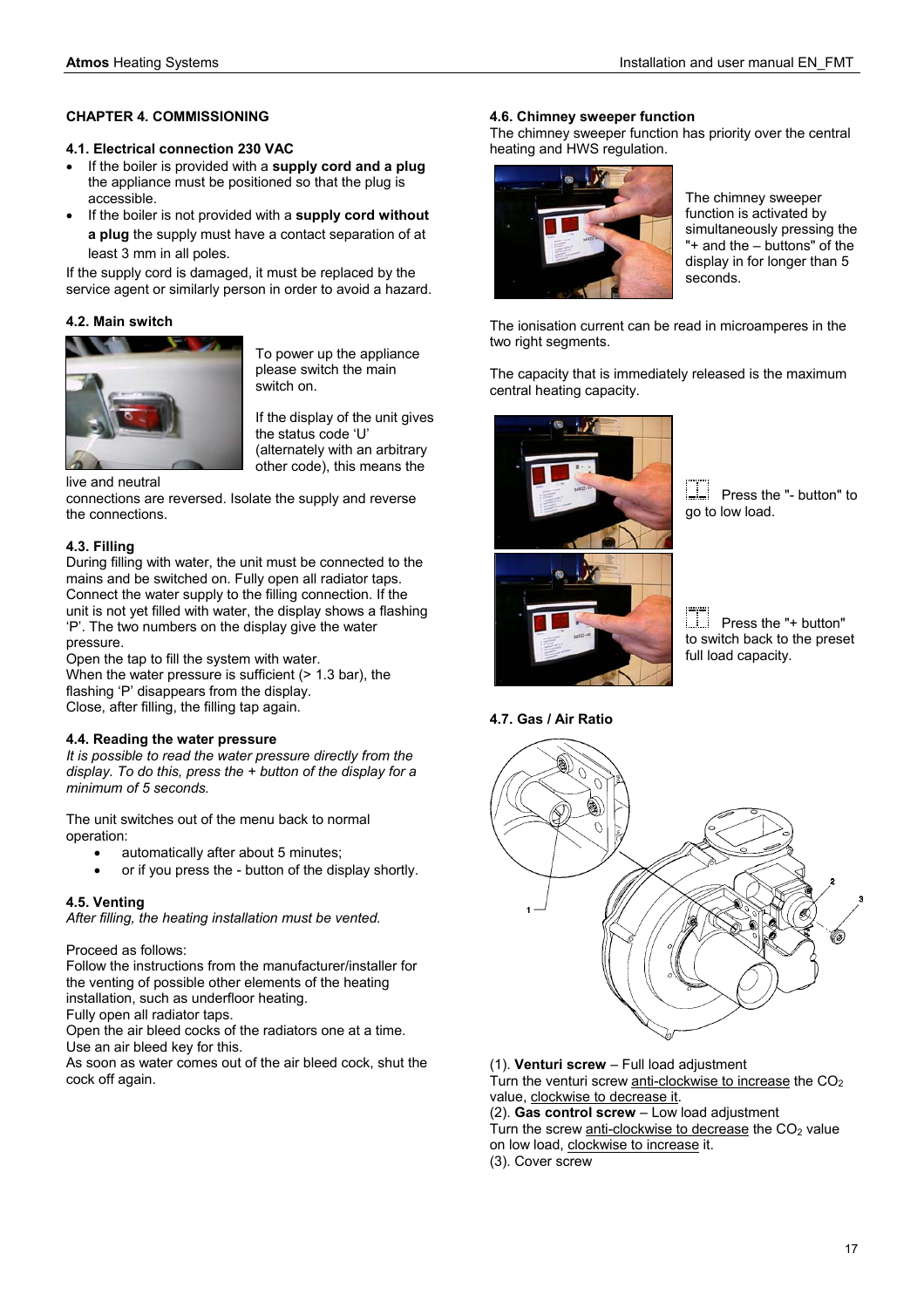## CHAPTER 4. COMMISSIONING

### 4.1. Electrical connection 230 VAC

- If the boiler is provided with a **supply cord and a plug** the appliance must be positioned so that the plug is accessible.
- If the boiler is not provided with a **supply cord without a plug** the supply must have a contact separation of at least 3 mm in all poles.

If the supply cord is damaged, it must be replaced by the service agent or similarly person in order to avoid a hazard.

### 4.2. Main switch

To power up the appliance please switch the main switch on.

If the display of the unit gives the status code ‘U’ (alternately with an arbitrary other code), this means the live and neutral connections are reversed. Isolate the supply and reverse the connections.

### 4.3. Filling

During filling with water, the unit must be connected to the mains and be switched on. Fully open all radiator taps. Connect the water supply to the filling connection. If the unit is not yet filled with water, the display shows a flashing ‘P’. The two numbers on the display give the water pressure.
Open the tap to fill the system with water.
When the water pressure is sufficient (> 1.3 bar), the flashing ‘P’ disappears from the display.
Close, after filling, the filling tap again.

### 4.4. Reading the water pressure

*It is possible to read the water pressure directly from the display. To do this, press the + button of the display for a minimum of 5 seconds.*

The unit switches out of the menu back to normal operation:

- automatically after about 5 minutes;
- or if you press the - button of the display shortly.

### 4.5. Venting

*After filling, the heating installation must be vented.*

Proceed as follows:
Follow the instructions from the manufacturer/installer for the venting of possible other elements of the heating installation, such as underfloor heating.
Fully open all radiator taps.
Open the air bleed cocks of the radiators one at a time. Use an air bleed key for this.
As soon as water comes out of the air bleed cock, shut the cock off again.

### 4.6. Chimney sweeper function

The chimney sweeper function has priority over the central heating and HWS regulation.

The chimney sweeper function is activated by simultaneously pressing the "+ and the – buttons" of the display in for longer than 5 seconds.

The ionisation current can be read in microamperes in the two right segments.

The capacity that is immediately released is the maximum central heating capacity.

Press the "- button" to go to low load.

Press the "+ button" to switch back to the preset full load capacity.

### 4.7. Gas / Air Ratio

(1). **Venturi screw** – Full load adjustment
Turn the venturi screw anti-clockwise to increase the $CO_2$ value, clockwise to decrease it.
(2). **Gas control screw** – Low load adjustment
Turn the screw anti-clockwise to decrease the $CO_2$ value on low load, clockwise to increase it.
(3). Cover screw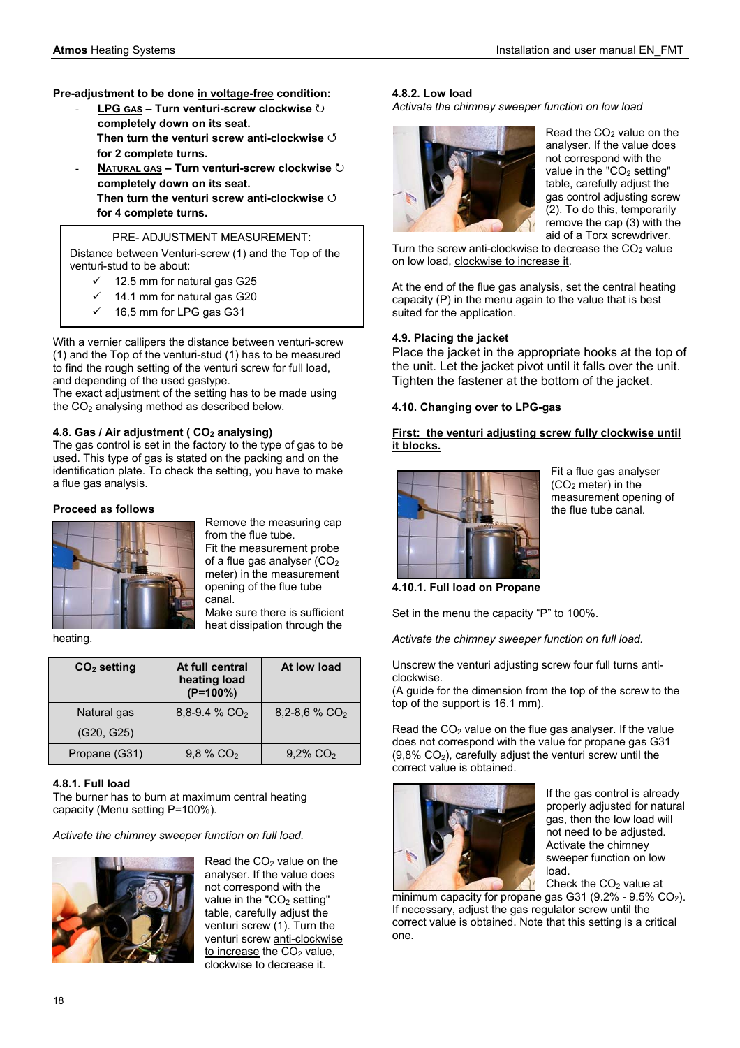**Pre-adjustment to be done in voltage-free condition:**

- **LPG GAS – Turn venturi-screw clockwise ↻ completely down on its seat. Then turn the venturi screw anti-clockwise ↺ for 2 complete turns.**
- **NATURAL GAS – Turn venturi-screw clockwise ↻ completely down on its seat. Then turn the venturi screw anti-clockwise ↺ for 4 complete turns.**

PRE- ADJUSTMENT MEASUREMENT:

Distance between Venturi-screw (1) and the Top of the venturi-stud to be about:

- ✓ 12.5 mm for natural gas G25
- ✓ 14.1 mm for natural gas G20
- ✓ 16,5 mm for LPG gas G31

With a vernier callipers the distance between venturi-screw (1) and the Top of the venturi-stud (1) has to be measured to find the rough setting of the venturi screw for full load, and depending of the used gastype.
The exact adjustment of the setting has to be made using the $CO_2$ analysing method as described below.

### 4.8. Gas / Air adjustment ( $CO_2$ analysing)

The gas control is set in the factory to the type of gas to be used. This type of gas is stated on the packing and on the identification plate. To check the setting, you have to make a flue gas analysis.

**Proceed as follows**

Remove the measuring cap from the flue tube.
Fit the measurement probe of a flue gas analyser ($CO_2$ meter) in the measurement opening of the flue tube canal.
Make sure there is sufficient heat dissipation through the heating.

| $CO_2$ setting | At full central heating load (P=100%) | At low load |
|---|---|---|
| Natural gas (G20, G25) | 8,8-9.4 % $CO_2$ | 8,2-8,6 % $CO_2$ |
| Propane (G31) | 9,8 % $CO_2$ | 9,2% $CO_2$ |

#### 4.8.1. Full load

The burner has to burn at maximum central heating capacity (Menu setting P=100%).

*Activate the chimney sweeper function on full load.*

Read the $CO_2$ value on the analyser. If the value does not correspond with the value in the "$CO_2$ setting" table, carefully adjust the venturi screw (1). Turn the venturi screw anti-clockwise to increase the $CO_2$ value, clockwise to decrease it.

#### 4.8.2. Low load

*Activate the chimney sweeper function on low load*

Read the $CO_2$ value on the analyser. If the value does not correspond with the value in the "$CO_2$ setting" table, carefully adjust the gas control adjusting screw (2). To do this, temporarily remove the cap (3) with the aid of a Torx screwdriver.
Turn the screw anti-clockwise to decrease the $CO_2$ value on low load, clockwise to increase it.

At the end of the flue gas analysis, set the central heating capacity (P) in the menu again to the value that is best suited for the application.

### 4.9. Placing the jacket

Place the jacket in the appropriate hooks at the top of the unit. Let the jacket pivot until it falls over the unit. Tighten the fastener at the bottom of the jacket.

### 4.10. Changing over to LPG-gas

**First: the venturi adjusting screw fully clockwise until it blocks.**

Fit a flue gas analyser ($CO_2$ meter) in the measurement opening of the flue tube canal.

#### 4.10.1. Full load on Propane

Set in the menu the capacity "P" to 100%.

*Activate the chimney sweeper function on full load.*

Unscrew the venturi adjusting screw four full turns anti-clockwise.
(A guide for the dimension from the top of the screw to the top of the support is 16.1 mm).

Read the $CO_2$ value on the flue gas analyser. If the value does not correspond with the value for propane gas G31 (9,8% $CO_2$), carefully adjust the venturi screw until the correct value is obtained.

If the gas control is already properly adjusted for natural gas, then the low load will not need to be adjusted. Activate the chimney sweeper function on low load.
Check the $CO_2$ value at minimum capacity for propane gas G31 (9.2% - 9.5% $CO_2$). If necessary, adjust the gas regulator screw until the correct value is obtained. Note that this setting is a critical one.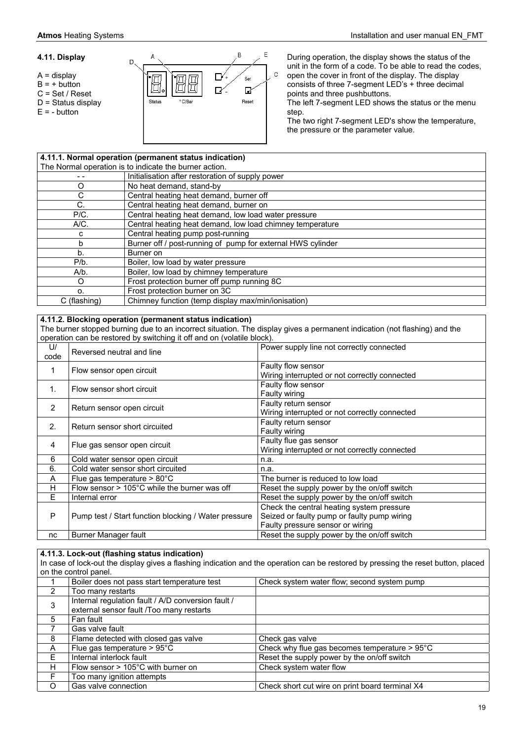#### 4.11. Display

A = display
B = + button
C = Set / Reset
D = Status display
E = - button

During operation, the display shows the status of the unit in the form of a code. To be able to read the codes, open the cover in front of the display. The display consists of three 7-segment LED's + three decimal points and three pushbuttons.
The left 7-segment LED shows the status or the menu step.
The two right 7-segment LED's show the temperature, the pressure or the parameter value.

**4.11.1. Normal operation (permanent status indication)**

The Normal operation is to indicate the burner action.

| Code | Description |
|---|---|
| - - | Initialisation after restoration of supply power |
| O | No heat demand, stand-by |
| C | Central heating heat demand, burner off |
| C. | Central heating heat demand, burner on |
| P/C. | Central heating heat demand, low load water pressure |
| A/C. | Central heating heat demand, low load chimney temperature |
| c | Central heating pump post-running |
| b | Burner off / post-running of pump for external HWS cylinder |
| b. | Burner on |
| P/b. | Boiler, low load by water pressure |
| A/b. | Boiler, low load by chimney temperature |
| O | Frost protection burner off pump running 8C |
| o. | Frost protection burner on 3C |
| C (flashing) | Chimney function (temp display max/min/ionisation) |

**4.11.2. Blocking operation (permanent status indication)**

The burner stopped burning due to an incorrect situation. The display gives a permanent indication (not flashing) and the operation can be restored by switching it off and on (volatile block).

| Code | Description | Cause |
|---|---|---|
| U/ code | Reversed neutral and line | Power supply line not correctly connected |
| 1 | Flow sensor open circuit | Faulty flow sensor<br>Wiring interrupted or not correctly connected |
| 1. | Flow sensor short circuit | Faulty flow sensor<br>Faulty wiring |
| 2 | Return sensor open circuit | Faulty return sensor<br>Wiring interrupted or not correctly connected |
| 2. | Return sensor short circuited | Faulty return sensor<br>Faulty wiring |
| 4 | Flue gas sensor open circuit | Faulty flue gas sensor<br>Wiring interrupted or not correctly connected |
| 6 | Cold water sensor open circuit | n.a. |
| 6. | Cold water sensor short circuited | n.a. |
| A | Flue gas temperature > 80°C | The burner is reduced to low load |
| H | Flow sensor > 105°C while the burner was off | Reset the supply power by the on/off switch |
| E | Internal error | Reset the supply power by the on/off switch |
| P | Pump test / Start function blocking / Water pressure | Check the central heating system pressure<br>Seized or faulty pump or faulty pump wiring<br>Faulty pressure sensor or wiring |
| nc | Burner Manager fault | Reset the supply power by the on/off switch |

**4.11.3. Lock-out (flashing status indication)**

In case of lock-out the display gives a flashing indication and the operation can be restored by pressing the reset button, placed on the control panel.

| Code | Description | Action |
|---|---|---|
| 1 | Boiler does not pass start temperature test | Check system water flow; second system pump |
| 2 | Too many restarts | |
| 3 | Internal regulation fault / A/D conversion fault / external sensor fault /Too many restarts | |
| 5 | Fan fault | |
| 7 | Gas valve fault | |
| 8 | Flame detected with closed gas valve | Check gas valve |
| A | Flue gas temperature > 95°C | Check why flue gas becomes temperature > 95°C |
| E | Internal interlock fault | Reset the supply power by the on/off switch |
| H | Flow sensor > 105°C with burner on | Check system water flow |
| F | Too many ignition attempts | |
| O | Gas valve connection | Check short cut wire on print board terminal X4 |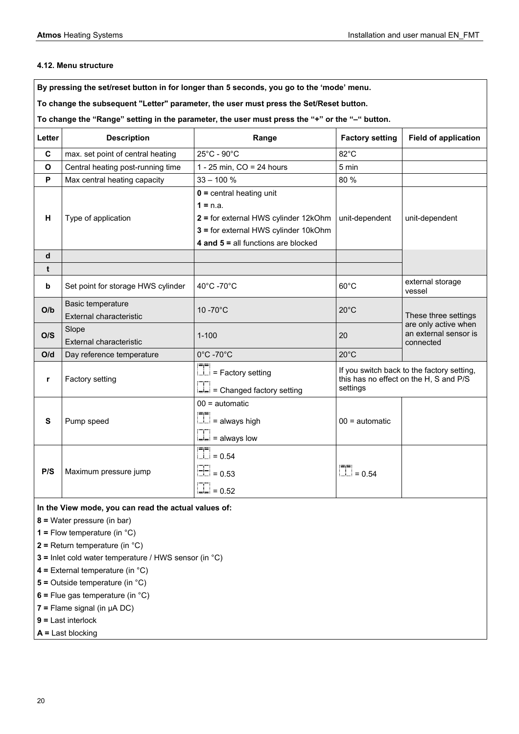### 4.12. Menu structure

**By pressing the set/reset button in for longer than 5 seconds, you go to the 'mode' menu.**

**To change the subsequent "Letter" parameter, the user must press the Set/Reset button.**

**To change the "Range" setting in the parameter, the user must press the "+" or the "–" button.**

| Letter | Description | Range | Factory setting | Field of application |
|---|---|---|---|---|
| **C** | max. set point of central heating | 25°C - 90°C | 82°C | |
| **O** | Central heating post-running time | 1 - 25 min, CO = 24 hours | 5 min | |
| **P** | Max central heating capacity | 33 – 100 % | 80 % | |
| **H** | Type of application | **0 =** central heating unit<br>**1 =** n.a.<br>**2 =** for external HWS cylinder 12kOhm<br>**3 =** for external HWS cylinder 10kOhm<br>**4 and 5 =** all functions are blocked | unit-dependent | unit-dependent |
| **d** | | | | |
| **t** | | | | |
| **b** | Set point for storage HWS cylinder | 40°C -70°C | 60°C | external storage vessel |
| **O/b** | Basic temperature<br>External characteristic | 10 -70°C | 20°C | These three settings are only active when an external sensor is connected |
| **O/S** | Slope<br>External characteristic | 1-100 | 20 | |
| **O/d** | Day reference temperature | 0°C -70°C | 20°C | |
| **r** | Factory setting | = Factory setting<br>= Changed factory setting | If you switch back to the factory setting, this has no effect on the H, S and P/S settings | |
| **S** | Pump speed | 00 = automatic<br>= always high<br>= always low | 00 = automatic | |
| **P/S** | Maximum pressure jump | = 0.54<br>= 0.53<br>= 0.52 | = 0.54 | |

**In the View mode, you can read the actual values of:**

**8 =** Water pressure (in bar)
**1 =** Flow temperature (in °C)
**2 =** Return temperature (in °C)
**3 =** Inlet cold water temperature / HWS sensor (in °C)
**4 =** External temperature (in °C)
**5 =** Outside temperature (in °C)
**6 =** Flue gas temperature (in °C)
**7 =** Flame signal (in µA DC)
**9 =** Last interlock
**A =** Last blocking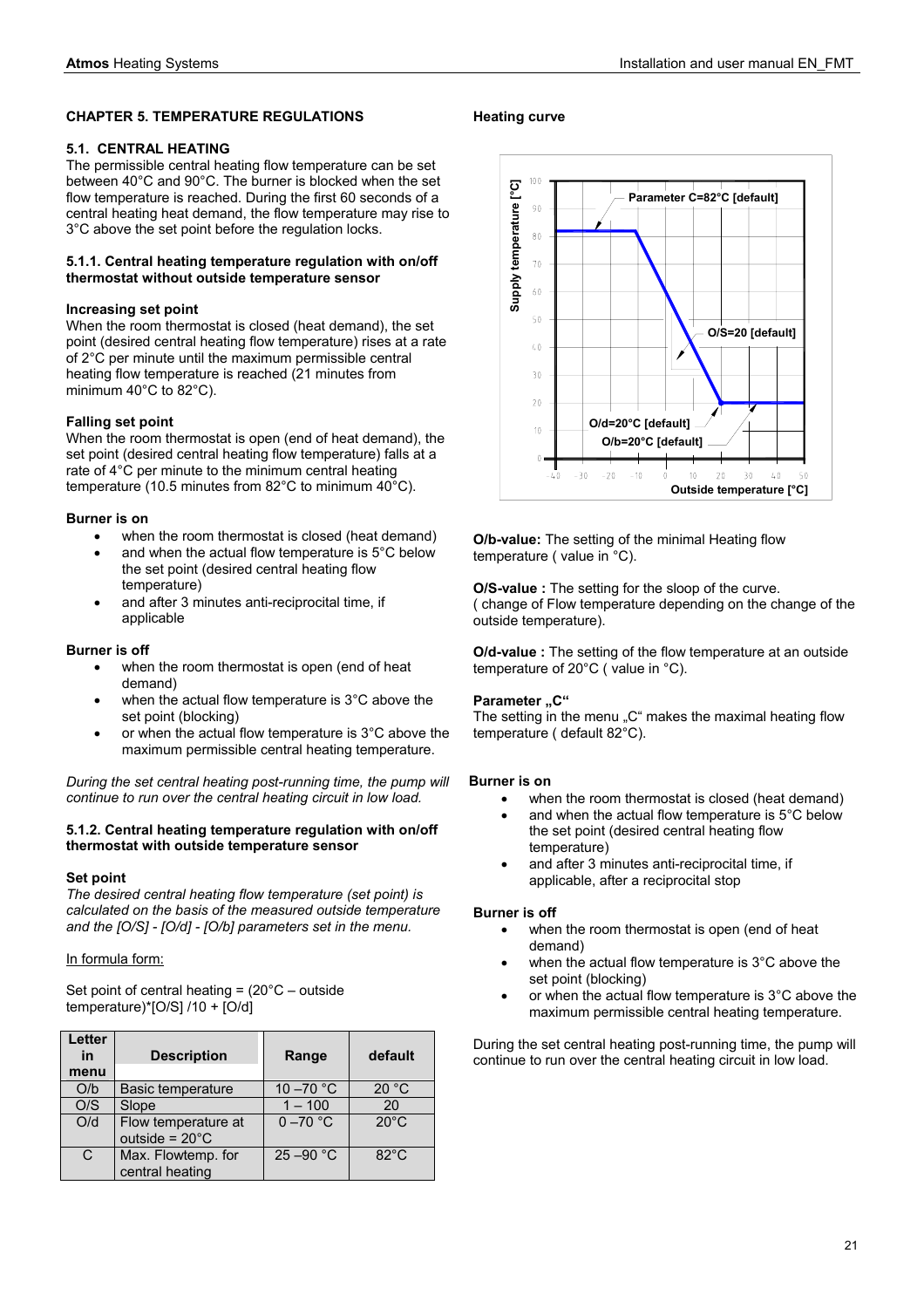# CHAPTER 5. TEMPERATURE REGULATIONS

## 5.1. CENTRAL HEATING

The permissible central heating flow temperature can be set between 40°C and 90°C. The burner is blocked when the set flow temperature is reached. During the first 60 seconds of a central heating heat demand, the flow temperature may rise to 3°C above the set point before the regulation locks.

### 5.1.1. Central heating temperature regulation with on/off thermostat without outside temperature sensor

**Increasing set point**

When the room thermostat is closed (heat demand), the set point (desired central heating flow temperature) rises at a rate of 2°C per minute until the maximum permissible central heating flow temperature is reached (21 minutes from minimum 40°C to 82°C).

**Falling set point**

When the room thermostat is open (end of heat demand), the set point (desired central heating flow temperature) falls at a rate of 4°C per minute to the minimum central heating temperature (10.5 minutes from 82°C to minimum 40°C).

**Burner is on**

- when the room thermostat is closed (heat demand)
- and when the actual flow temperature is 5°C below the set point (desired central heating flow temperature)
- and after 3 minutes anti-reciprocital time, if applicable

**Burner is off**

- when the room thermostat is open (end of heat demand)
- when the actual flow temperature is 3°C above the set point (blocking)
- or when the actual flow temperature is 3°C above the maximum permissible central heating temperature.

*During the set central heating post-running time, the pump will continue to run over the central heating circuit in low load.*

### 5.1.2. Central heating temperature regulation with on/off thermostat with outside temperature sensor

**Set point**

*The desired central heating flow temperature (set point) is calculated on the basis of the measured outside temperature and the [O/S] - [O/d] - [O/b] parameters set in the menu.*

In formula form:

Set point of central heating = (20°C – outside temperature)*[O/S] /10 + [O/d]

| Letter in menu | Description | Range | default |
|---|---|---|---|
| O/b | Basic temperature | 10 –70 °C | 20 °C |
| O/S | Slope | 1 – 100 | 20 |
| O/d | Flow temperature at outside = 20°C | 0 –70 °C | 20°C |
| C | Max. Flowtemp. for central heating | 25 –90 °C | 82°C |

**Heating curve**

**O/b-value:** The setting of the minimal Heating flow temperature ( value in °C).

**O/S-value :** The setting for the sloop of the curve.
( change of Flow temperature depending on the change of the outside temperature).

**O/d-value :** The setting of the flow temperature at an outside temperature of 20°C ( value in °C).

**Parameter „C"**

The setting in the menu „C" makes the maximal heating flow temperature ( default 82°C).

**Burner is on**

- when the room thermostat is closed (heat demand)
- and when the actual flow temperature is 5°C below the set point (desired central heating flow temperature)
- and after 3 minutes anti-reciprocital time, if applicable, after a reciprocital stop

**Burner is off**

- when the room thermostat is open (end of heat demand)
- when the actual flow temperature is 3°C above the set point (blocking)
- or when the actual flow temperature is 3°C above the maximum permissible central heating temperature.

During the set central heating post-running time, the pump will continue to run over the central heating circuit in low load.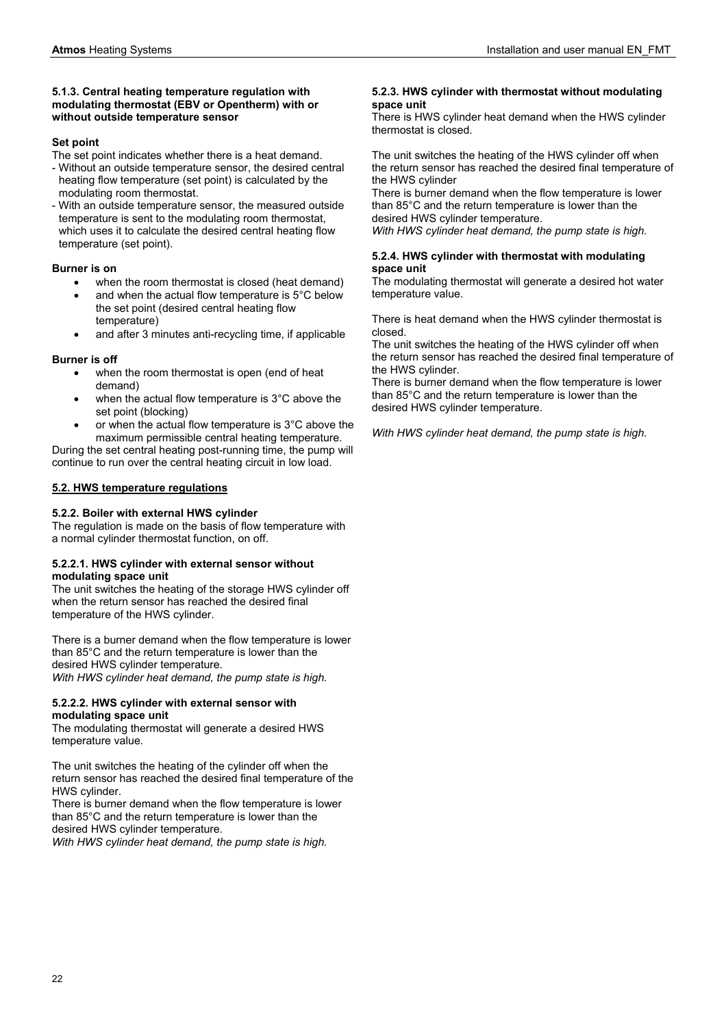#### 5.1.3. Central heating temperature regulation with modulating thermostat (EBV or Opentherm) with or without outside temperature sensor

**Set point**

The set point indicates whether there is a heat demand.
- Without an outside temperature sensor, the desired central heating flow temperature (set point) is calculated by the modulating room thermostat.
- With an outside temperature sensor, the measured outside temperature is sent to the modulating room thermostat, which uses it to calculate the desired central heating flow temperature (set point).

**Burner is on**

- when the room thermostat is closed (heat demand)
- and when the actual flow temperature is 5°C below the set point (desired central heating flow temperature)
- and after 3 minutes anti-recycling time, if applicable

**Burner is off**

- when the room thermostat is open (end of heat demand)
- when the actual flow temperature is 3°C above the set point (blocking)
- or when the actual flow temperature is 3°C above the maximum permissible central heating temperature.

During the set central heating post-running time, the pump will continue to run over the central heating circuit in low load.

## 5.2. HWS temperature regulations

#### 5.2.2. Boiler with external HWS cylinder

The regulation is made on the basis of flow temperature with a normal cylinder thermostat function, on off.

#### 5.2.2.1. HWS cylinder with external sensor without modulating space unit

The unit switches the heating of the storage HWS cylinder off when the return sensor has reached the desired final temperature of the HWS cylinder.

There is a burner demand when the flow temperature is lower than 85°C and the return temperature is lower than the desired HWS cylinder temperature.
*With HWS cylinder heat demand, the pump state is high.*

#### 5.2.2.2. HWS cylinder with external sensor with modulating space unit

The modulating thermostat will generate a desired HWS temperature value.

The unit switches the heating of the cylinder off when the return sensor has reached the desired final temperature of the HWS cylinder.
There is burner demand when the flow temperature is lower than 85°C and the return temperature is lower than the desired HWS cylinder temperature.
*With HWS cylinder heat demand, the pump state is high.*

#### 5.2.3. HWS cylinder with thermostat without modulating space unit

There is HWS cylinder heat demand when the HWS cylinder thermostat is closed.

The unit switches the heating of the HWS cylinder off when the return sensor has reached the desired final temperature of the HWS cylinder
There is burner demand when the flow temperature is lower than 85°C and the return temperature is lower than the desired HWS cylinder temperature.
*With HWS cylinder heat demand, the pump state is high.*

#### 5.2.4. HWS cylinder with thermostat with modulating space unit

The modulating thermostat will generate a desired hot water temperature value.

There is heat demand when the HWS cylinder thermostat is closed.
The unit switches the heating of the HWS cylinder off when the return sensor has reached the desired final temperature of the HWS cylinder.
There is burner demand when the flow temperature is lower than 85°C and the return temperature is lower than the desired HWS cylinder temperature.

*With HWS cylinder heat demand, the pump state is high.*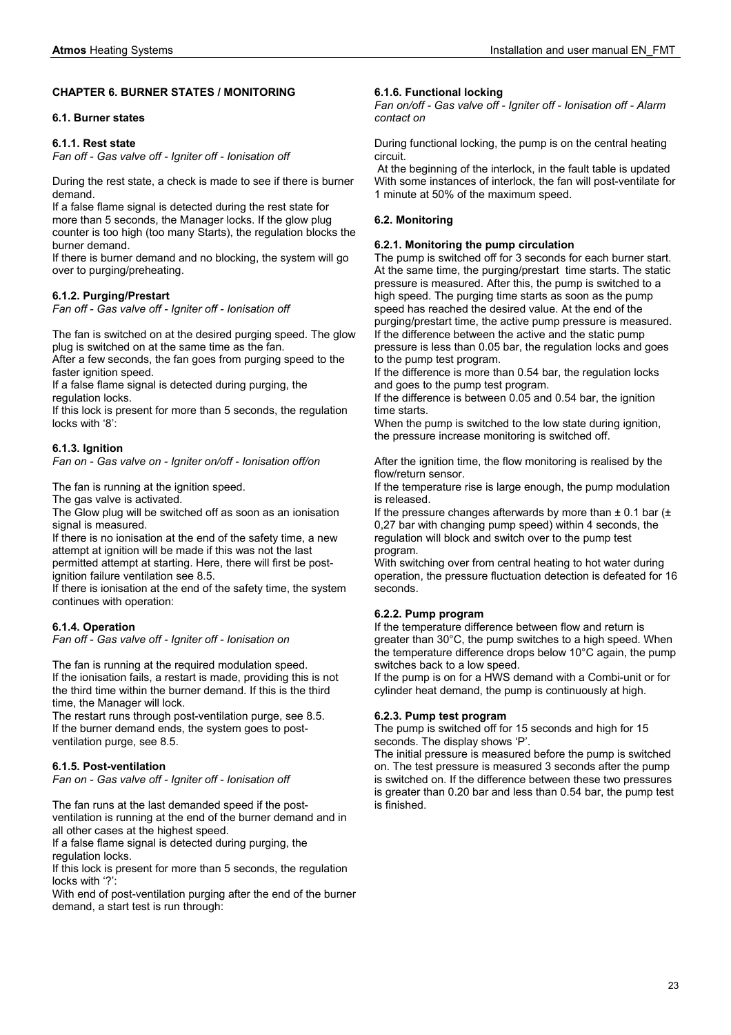## CHAPTER 6. BURNER STATES / MONITORING

### 6.1. Burner states

#### 6.1.1. Rest state

*Fan off - Gas valve off - Igniter off - Ionisation off*

During the rest state, a check is made to see if there is burner demand.
If a false flame signal is detected during the rest state for more than 5 seconds, the Manager locks. If the glow plug counter is too high (too many Starts), the regulation blocks the burner demand.
If there is burner demand and no blocking, the system will go over to purging/preheating.

#### 6.1.2. Purging/Prestart

*Fan off - Gas valve off - Igniter off - Ionisation off*

The fan is switched on at the desired purging speed. The glow plug is switched on at the same time as the fan.
After a few seconds, the fan goes from purging speed to the faster ignition speed.
If a false flame signal is detected during purging, the regulation locks.
If this lock is present for more than 5 seconds, the regulation locks with '8':

#### 6.1.3. Ignition

*Fan on - Gas valve on - Igniter on/off - Ionisation off/on*

The fan is running at the ignition speed.
The gas valve is activated.
The Glow plug will be switched off as soon as an ionisation signal is measured.
If there is no ionisation at the end of the safety time, a new attempt at ignition will be made if this was not the last permitted attempt at starting. Here, there will first be post-ignition failure ventilation see 8.5.
If there is ionisation at the end of the safety time, the system continues with operation:

#### 6.1.4. Operation

*Fan off - Gas valve off - Igniter off - Ionisation on*

The fan is running at the required modulation speed.
If the ionisation fails, a restart is made, providing this is not the third time within the burner demand. If this is the third time, the Manager will lock.
The restart runs through post-ventilation purge, see 8.5.
If the burner demand ends, the system goes to post-ventilation purge, see 8.5.

#### 6.1.5. Post-ventilation

*Fan on - Gas valve off - Igniter off - Ionisation off*

The fan runs at the last demanded speed if the post-ventilation is running at the end of the burner demand and in all other cases at the highest speed.
If a false flame signal is detected during purging, the regulation locks.
If this lock is present for more than 5 seconds, the regulation locks with '?':
With end of post-ventilation purging after the end of the burner demand, a start test is run through:

#### 6.1.6. Functional locking

*Fan on/off - Gas valve off - Igniter off - Ionisation off - Alarm contact on*

During functional locking, the pump is on the central heating circuit.
At the beginning of the interlock, in the fault table is updated With some instances of interlock, the fan will post-ventilate for 1 minute at 50% of the maximum speed.

### 6.2. Monitoring

#### 6.2.1. Monitoring the pump circulation

The pump is switched off for 3 seconds for each burner start. At the same time, the purging/prestart time starts. The static pressure is measured. After this, the pump is switched to a high speed. The purging time starts as soon as the pump speed has reached the desired value. At the end of the purging/prestart time, the active pump pressure is measured. If the difference between the active and the static pump pressure is less than 0.05 bar, the regulation locks and goes to the pump test program.
If the difference is more than 0.54 bar, the regulation locks and goes to the pump test program.
If the difference is between 0.05 and 0.54 bar, the ignition time starts.
When the pump is switched to the low state during ignition, the pressure increase monitoring is switched off.

After the ignition time, the flow monitoring is realised by the flow/return sensor.
If the temperature rise is large enough, the pump modulation is released.
If the pressure changes afterwards by more than ± 0.1 bar (± 0,27 bar with changing pump speed) within 4 seconds, the regulation will block and switch over to the pump test program.
With switching over from central heating to hot water during operation, the pressure fluctuation detection is defeated for 16 seconds.

#### 6.2.2. Pump program

If the temperature difference between flow and return is greater than 30°C, the pump switches to a high speed. When the temperature difference drops below 10°C again, the pump switches back to a low speed.
If the pump is on for a HWS demand with a Combi-unit or for cylinder heat demand, the pump is continuously at high.

#### 6.2.3. Pump test program

The pump is switched off for 15 seconds and high for 15 seconds. The display shows 'P'.
The initial pressure is measured before the pump is switched on. The test pressure is measured 3 seconds after the pump is switched on. If the difference between these two pressures is greater than 0.20 bar and less than 0.54 bar, the pump test is finished.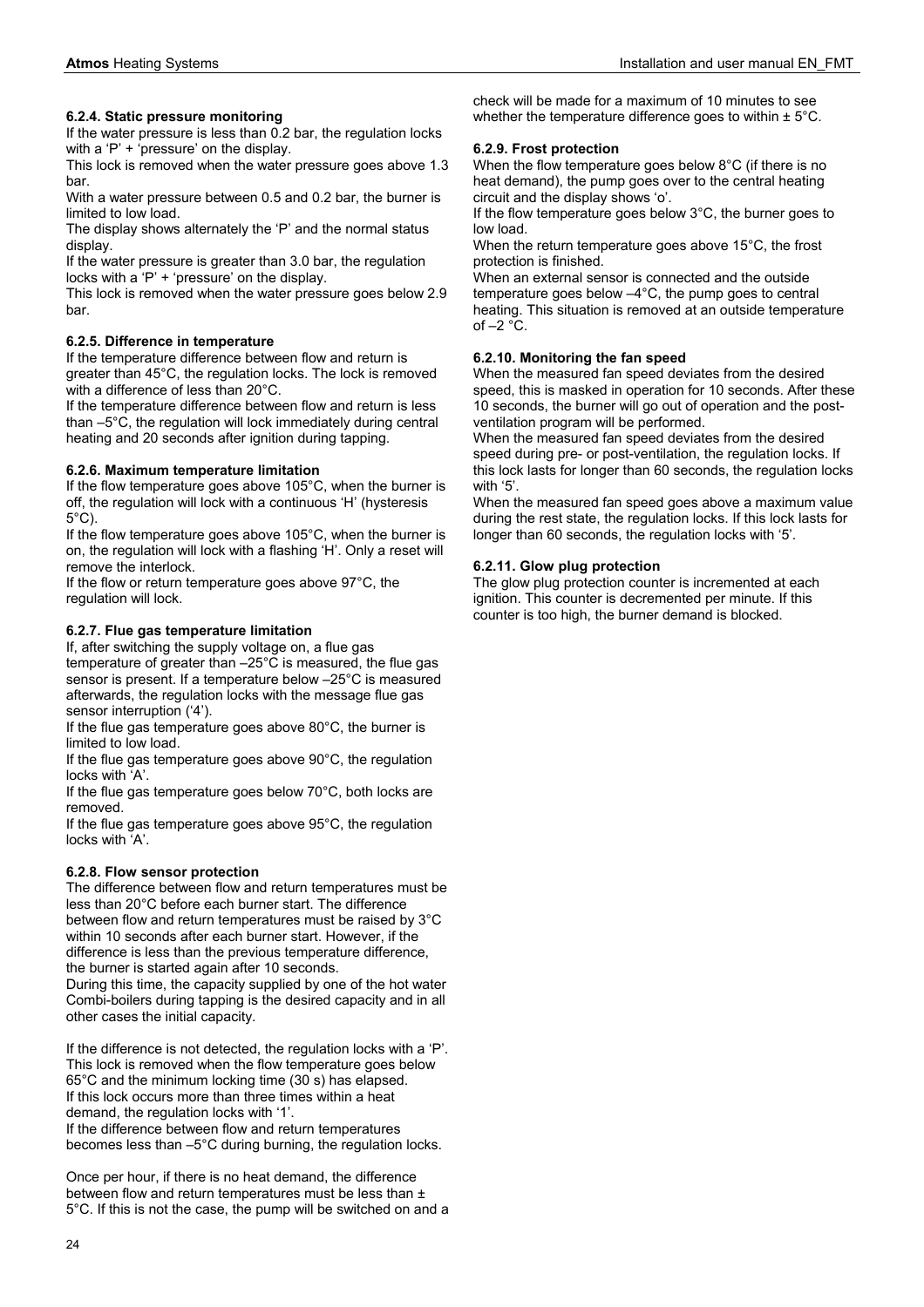#### 6.2.4. Static pressure monitoring

If the water pressure is less than 0.2 bar, the regulation locks with a 'P' + 'pressure' on the display.

This lock is removed when the water pressure goes above 1.3 bar.

With a water pressure between 0.5 and 0.2 bar, the burner is limited to low load.

The display shows alternately the 'P' and the normal status display.

If the water pressure is greater than 3.0 bar, the regulation locks with a 'P' + 'pressure' on the display.

This lock is removed when the water pressure goes below 2.9 bar.

#### 6.2.5. Difference in temperature

If the temperature difference between flow and return is greater than 45°C, the regulation locks. The lock is removed with a difference of less than 20°C.

If the temperature difference between flow and return is less than –5°C, the regulation will lock immediately during central heating and 20 seconds after ignition during tapping.

#### 6.2.6. Maximum temperature limitation

If the flow temperature goes above 105°C, when the burner is off, the regulation will lock with a continuous 'H' (hysteresis 5°C).

If the flow temperature goes above 105°C, when the burner is on, the regulation will lock with a flashing 'H'. Only a reset will remove the interlock.

If the flow or return temperature goes above 97°C, the regulation will lock.

#### 6.2.7. Flue gas temperature limitation

If, after switching the supply voltage on, a flue gas temperature of greater than –25°C is measured, the flue gas sensor is present. If a temperature below –25°C is measured afterwards, the regulation locks with the message flue gas sensor interruption ('4').

If the flue gas temperature goes above 80°C, the burner is limited to low load.

If the flue gas temperature goes above 90°C, the regulation locks with 'A'.

If the flue gas temperature goes below 70°C, both locks are removed.

If the flue gas temperature goes above 95°C, the regulation locks with 'A'.

#### 6.2.8. Flow sensor protection

The difference between flow and return temperatures must be less than 20°C before each burner start. The difference between flow and return temperatures must be raised by 3°C within 10 seconds after each burner start. However, if the difference is less than the previous temperature difference, the burner is started again after 10 seconds.

During this time, the capacity supplied by one of the hot water Combi-boilers during tapping is the desired capacity and in all other cases the initial capacity.

If the difference is not detected, the regulation locks with a 'P'. This lock is removed when the flow temperature goes below 65°C and the minimum locking time (30 s) has elapsed.

If this lock occurs more than three times within a heat demand, the regulation locks with '1'.

If the difference between flow and return temperatures becomes less than –5°C during burning, the regulation locks.

Once per hour, if there is no heat demand, the difference between flow and return temperatures must be less than ± 5°C. If this is not the case, the pump will be switched on and a check will be made for a maximum of 10 minutes to see whether the temperature difference goes to within ± 5°C.

#### 6.2.9. Frost protection

When the flow temperature goes below 8°C (if there is no heat demand), the pump goes over to the central heating circuit and the display shows 'o'.

If the flow temperature goes below 3°C, the burner goes to low load.

When the return temperature goes above 15°C, the frost protection is finished.

When an external sensor is connected and the outside temperature goes below –4°C, the pump goes to central heating. This situation is removed at an outside temperature of –2 °C.

#### 6.2.10. Monitoring the fan speed

When the measured fan speed deviates from the desired speed, this is masked in operation for 10 seconds. After these 10 seconds, the burner will go out of operation and the post-ventilation program will be performed.

When the measured fan speed deviates from the desired speed during pre- or post-ventilation, the regulation locks. If this lock lasts for longer than 60 seconds, the regulation locks with '5'.

When the measured fan speed goes above a maximum value during the rest state, the regulation locks. If this lock lasts for longer than 60 seconds, the regulation locks with '5'.

#### 6.2.11. Glow plug protection

The glow plug protection counter is incremented at each ignition. This counter is decremented per minute. If this counter is too high, the burner demand is blocked.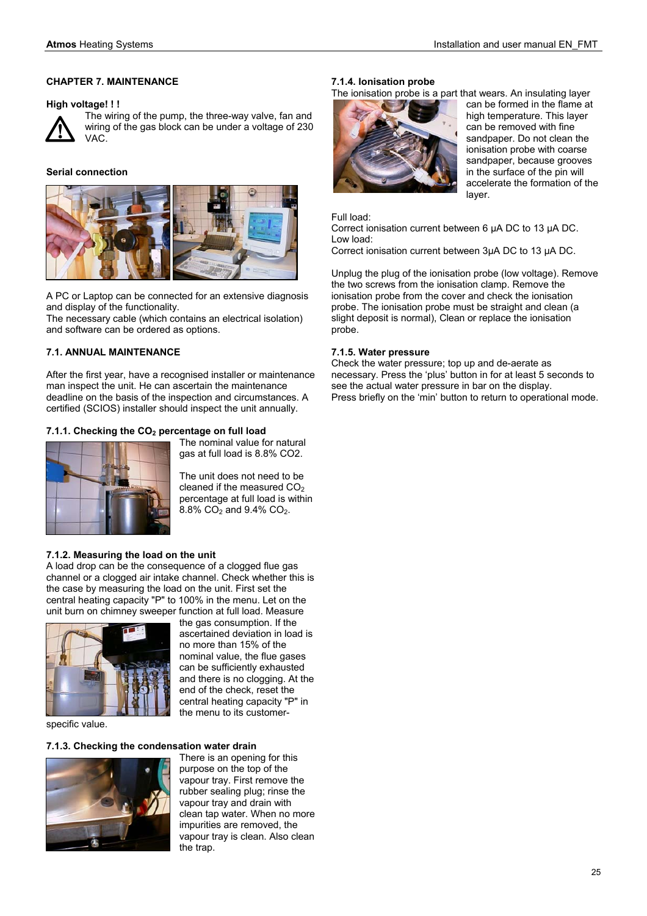## CHAPTER 7. MAINTENANCE

**High voltage! ! !**

The wiring of the pump, the three-way valve, fan and wiring of the gas block can be under a voltage of 230 VAC.

**Serial connection**

A PC or Laptop can be connected for an extensive diagnosis and display of the functionality.
The necessary cable (which contains an electrical isolation) and software can be ordered as options.

### 7.1. ANNUAL MAINTENANCE

After the first year, have a recognised installer or maintenance man inspect the unit. He can ascertain the maintenance deadline on the basis of the inspection and circumstances. A certified (SCIOS) installer should inspect the unit annually.

#### 7.1.1. Checking the $CO_2$ percentage on full load

The nominal value for natural gas at full load is 8.8% CO2.

The unit does not need to be cleaned if the measured $CO_2$ percentage at full load is within 8.8% $CO_2$ and 9.4% $CO_2$.

#### 7.1.2. Measuring the load on the unit

A load drop can be the consequence of a clogged flue gas channel or a clogged air intake channel. Check whether this is the case by measuring the load on the unit. First set the central heating capacity "P" to 100% in the menu. Let on the unit burn on chimney sweeper function at full load. Measure the gas consumption. If the ascertained deviation in load is no more than 15% of the nominal value, the flue gases can be sufficiently exhausted and there is no clogging. At the end of the check, reset the central heating capacity "P" in the menu to its customer-specific value.

#### 7.1.3. Checking the condensation water drain

There is an opening for this purpose on the top of the vapour tray. First remove the rubber sealing plug; rinse the vapour tray and drain with clean tap water. When no more impurities are removed, the vapour tray is clean. Also clean the trap.

#### 7.1.4. Ionisation probe

The ionisation probe is a part that wears. An insulating layer can be formed in the flame at high temperature. This layer can be removed with fine sandpaper. Do not clean the ionisation probe with coarse sandpaper, because grooves in the surface of the pin will accelerate the formation of the layer.

Full load:
Correct ionisation current between 6 μA DC to 13 μA DC.
Low load:
Correct ionisation current between 3μA DC to 13 μA DC.

Unplug the plug of the ionisation probe (low voltage). Remove the two screws from the ionisation clamp. Remove the ionisation probe from the cover and check the ionisation probe. The ionisation probe must be straight and clean (a slight deposit is normal), Clean or replace the ionisation probe.

#### 7.1.5. Water pressure

Check the water pressure; top up and de-aerate as necessary. Press the 'plus' button in for at least 5 seconds to see the actual water pressure in bar on the display.
Press briefly on the 'min' button to return to operational mode.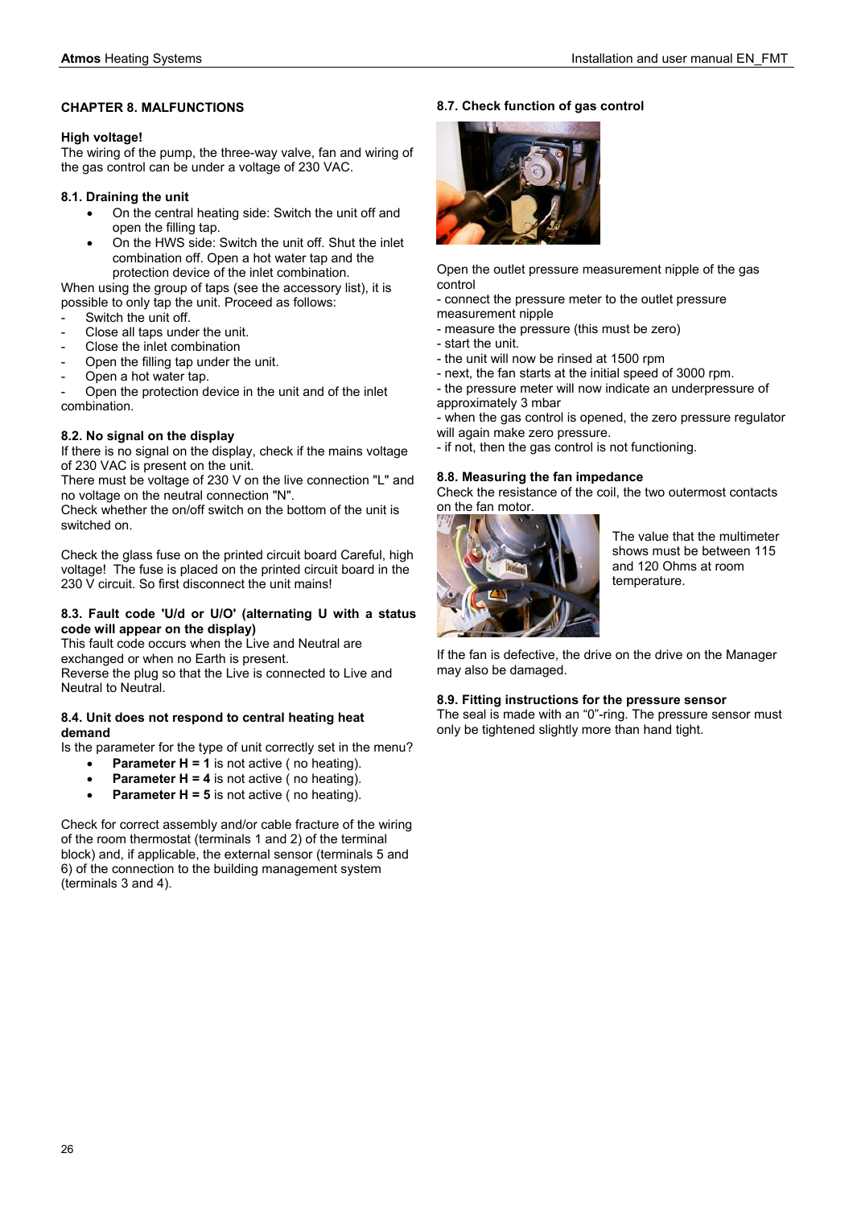## CHAPTER 8. MALFUNCTIONS

**High voltage!**
The wiring of the pump, the three-way valve, fan and wiring of the gas control can be under a voltage of 230 VAC.

### 8.1. Draining the unit

- On the central heating side: Switch the unit off and open the filling tap.
- On the HWS side: Switch the unit off. Shut the inlet combination off. Open a hot water tap and the protection device of the inlet combination.

When using the group of taps (see the accessory list), it is possible to only tap the unit. Proceed as follows:

- Switch the unit off.
- Close all taps under the unit.
- Close the inlet combination
- Open the filling tap under the unit.
- Open a hot water tap.
- Open the protection device in the unit and of the inlet combination.

### 8.2. No signal on the display

If there is no signal on the display, check if the mains voltage of 230 VAC is present on the unit.
There must be voltage of 230 V on the live connection "L" and no voltage on the neutral connection "N".
Check whether the on/off switch on the bottom of the unit is switched on.

Check the glass fuse on the printed circuit board Careful, high voltage! The fuse is placed on the printed circuit board in the 230 V circuit. So first disconnect the unit mains!

### 8.3. Fault code 'U/d or U/O' (alternating U with a status code will appear on the display)

This fault code occurs when the Live and Neutral are exchanged or when no Earth is present.
Reverse the plug so that the Live is connected to Live and Neutral to Neutral.

### 8.4. Unit does not respond to central heating heat demand

Is the parameter for the type of unit correctly set in the menu?

- **Parameter H = 1** is not active ( no heating).
- **Parameter H = 4** is not active ( no heating).
- **Parameter H = 5** is not active ( no heating).

Check for correct assembly and/or cable fracture of the wiring of the room thermostat (terminals 1 and 2) of the terminal block) and, if applicable, the external sensor (terminals 5 and 6) of the connection to the building management system (terminals 3 and 4).

### 8.7. Check function of gas control

Open the outlet pressure measurement nipple of the gas control
- connect the pressure meter to the outlet pressure measurement nipple
- measure the pressure (this must be zero)
- start the unit.
- the unit will now be rinsed at 1500 rpm
- next, the fan starts at the initial speed of 3000 rpm.
- the pressure meter will now indicate an underpressure of approximately 3 mbar
- when the gas control is opened, the zero pressure regulator will again make zero pressure.
- if not, then the gas control is not functioning.

### 8.8. Measuring the fan impedance

Check the resistance of the coil, the two outermost contacts on the fan motor.

The value that the multimeter shows must be between 115 and 120 Ohms at room temperature.

If the fan is defective, the drive on the drive on the Manager may also be damaged.

### 8.9. Fitting instructions for the pressure sensor

The seal is made with an "0"-ring. The pressure sensor must only be tightened slightly more than hand tight.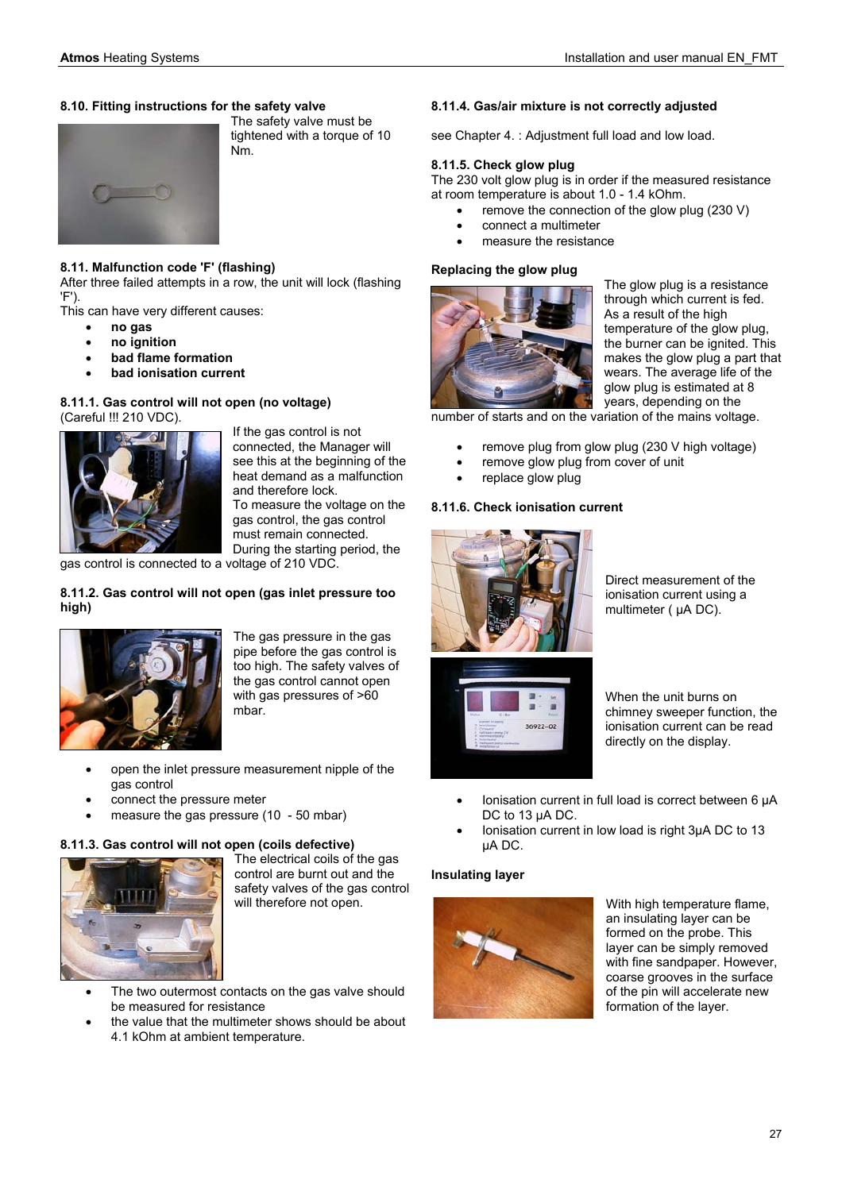### 8.10. Fitting instructions for the safety valve

The safety valve must be tightened with a torque of 10 Nm.

### 8.11. Malfunction code 'F' (flashing)

After three failed attempts in a row, the unit will lock (flashing 'F').

This can have very different causes:

- **no gas**
- **no ignition**
- **bad flame formation**
- **bad ionisation current**

### 8.11.1. Gas control will not open (no voltage)

(Careful !!! 210 VDC).

If the gas control is not connected, the Manager will see this at the beginning of the heat demand as a malfunction and therefore lock.

To measure the voltage on the gas control, the gas control must remain connected.

During the starting period, the gas control is connected to a voltage of 210 VDC.

### 8.11.2. Gas control will not open (gas inlet pressure too high)

The gas pressure in the gas pipe before the gas control is too high. The safety valves of the gas control cannot open with gas pressures of >60 mbar.

- open the inlet pressure measurement nipple of the gas control
- connect the pressure meter
- measure the gas pressure (10 - 50 mbar)

### 8.11.3. Gas control will not open (coils defective)

The electrical coils of the gas control are burnt out and the safety valves of the gas control will therefore not open.

- The two outermost contacts on the gas valve should be measured for resistance
- the value that the multimeter shows should be about 4.1 kOhm at ambient temperature.

### 8.11.4. Gas/air mixture is not correctly adjusted

see Chapter 4. : Adjustment full load and low load.

### 8.11.5. Check glow plug

The 230 volt glow plug is in order if the measured resistance at room temperature is about 1.0 - 1.4 kOhm.

- remove the connection of the glow plug (230 V)
- connect a multimeter
- measure the resistance

**Replacing the glow plug**

The glow plug is a resistance through which current is fed. As a result of the high temperature of the glow plug, the burner can be ignited. This makes the glow plug a part that wears. The average life of the glow plug is estimated at 8 years, depending on the number of starts and on the variation of the mains voltage.

- remove plug from glow plug (230 V high voltage)
- remove glow plug from cover of unit
- replace glow plug

### 8.11.6. Check ionisation current

Direct measurement of the ionisation current using a multimeter ( µA DC).

When the unit burns on chimney sweeper function, the ionisation current can be read directly on the display.

- Ionisation current in full load is correct between 6 µA DC to 13 µA DC.
- Ionisation current in low load is right 3µA DC to 13 µA DC.

**Insulating layer**

With high temperature flame, an insulating layer can be formed on the probe. This layer can be simply removed with fine sandpaper. However, coarse grooves in the surface of the pin will accelerate new formation of the layer.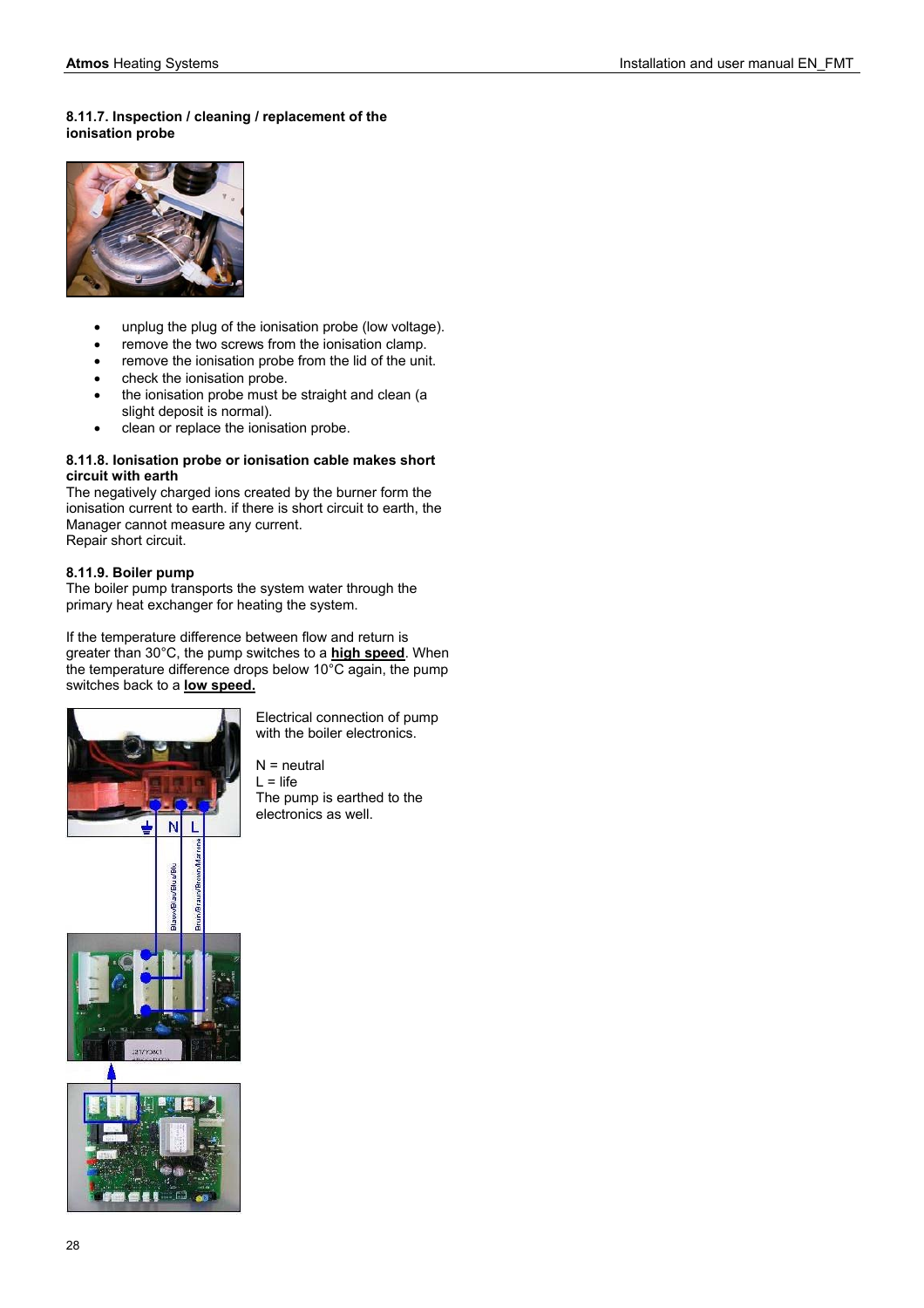#### 8.11.7. Inspection / cleaning / replacement of the ionisation probe

- unplug the plug of the ionisation probe (low voltage).
- remove the two screws from the ionisation clamp.
- remove the ionisation probe from the lid of the unit.
- check the ionisation probe.
- the ionisation probe must be straight and clean (a slight deposit is normal).
- clean or replace the ionisation probe.

#### 8.11.8. Ionisation probe or ionisation cable makes short circuit with earth

The negatively charged ions created by the burner form the ionisation current to earth. if there is short circuit to earth, the Manager cannot measure any current.
Repair short circuit.

#### 8.11.9. Boiler pump

The boiler pump transports the system water through the primary heat exchanger for heating the system.

If the temperature difference between flow and return is greater than 30°C, the pump switches to a **high speed**. When the temperature difference drops below 10°C again, the pump switches back to a **low speed.**

Electrical connection of pump with the boiler electronics.

N = neutral
L = life
The pump is earthed to the electronics as well.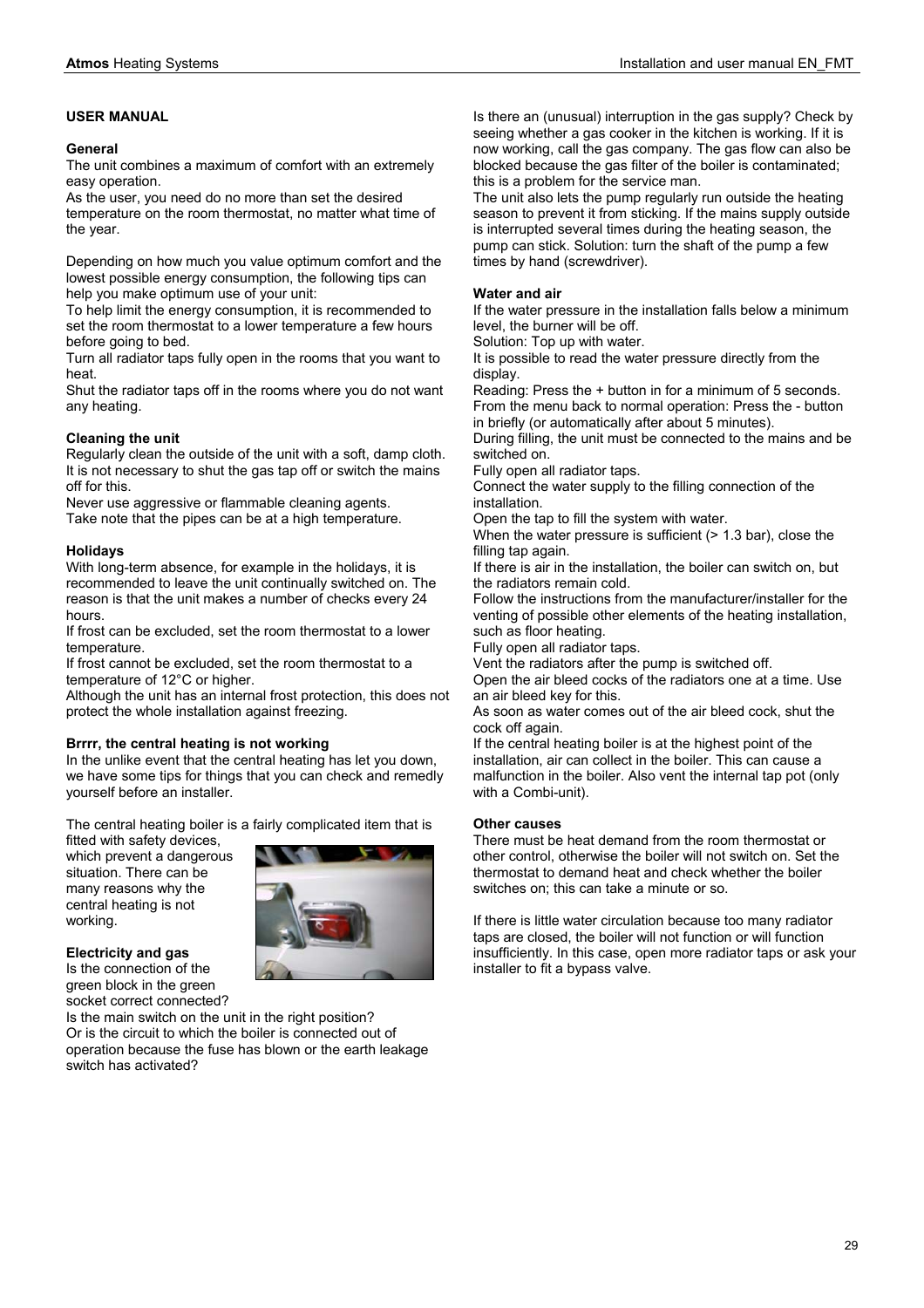## USER MANUAL

### General

The unit combines a maximum of comfort with an extremely easy operation.

As the user, you need do no more than set the desired temperature on the room thermostat, no matter what time of the year.

Depending on how much you value optimum comfort and the lowest possible energy consumption, the following tips can help you make optimum use of your unit:

To help limit the energy consumption, it is recommended to set the room thermostat to a lower temperature a few hours before going to bed.

Turn all radiator taps fully open in the rooms that you want to heat.

Shut the radiator taps off in the rooms where you do not want any heating.

### Cleaning the unit

Regularly clean the outside of the unit with a soft, damp cloth. It is not necessary to shut the gas tap off or switch the mains off for this.

Never use aggressive or flammable cleaning agents.

Take note that the pipes can be at a high temperature.

### Holidays

With long-term absence, for example in the holidays, it is recommended to leave the unit continually switched on. The reason is that the unit makes a number of checks every 24 hours.

If frost can be excluded, set the room thermostat to a lower temperature.

If frost cannot be excluded, set the room thermostat to a temperature of 12°C or higher.

Although the unit has an internal frost protection, this does not protect the whole installation against freezing.

### Brrrr, the central heating is not working

In the unlike event that the central heating has let you down, we have some tips for things that you can check and remedly yourself before an installer.

The central heating boiler is a fairly complicated item that is fitted with safety devices, which prevent a dangerous situation. There can be many reasons why the central heating is not working.

### Electricity and gas

Is the connection of the green block in the green socket correct connected?

Is the main switch on the unit in the right position?

Or is the circuit to which the boiler is connected out of operation because the fuse has blown or the earth leakage switch has activated?

Is there an (unusual) interruption in the gas supply? Check by seeing whether a gas cooker in the kitchen is working. If it is now working, call the gas company. The gas flow can also be blocked because the gas filter of the boiler is contaminated; this is a problem for the service man.

The unit also lets the pump regularly run outside the heating season to prevent it from sticking. If the mains supply outside is interrupted several times during the heating season, the pump can stick. Solution: turn the shaft of the pump a few times by hand (screwdriver).

### Water and air

If the water pressure in the installation falls below a minimum level, the burner will be off.

Solution: Top up with water.

It is possible to read the water pressure directly from the display.

Reading: Press the + button in for a minimum of 5 seconds.

From the menu back to normal operation: Press the - button in briefly (or automatically after about 5 minutes).

During filling, the unit must be connected to the mains and be switched on.

Fully open all radiator taps.

Connect the water supply to the filling connection of the installation.

Open the tap to fill the system with water.

When the water pressure is sufficient (> 1.3 bar), close the filling tap again.

If there is air in the installation, the boiler can switch on, but the radiators remain cold.

Follow the instructions from the manufacturer/installer for the venting of possible other elements of the heating installation, such as floor heating.

Fully open all radiator taps.

Vent the radiators after the pump is switched off.

Open the air bleed cocks of the radiators one at a time. Use an air bleed key for this.

As soon as water comes out of the air bleed cock, shut the cock off again.

If the central heating boiler is at the highest point of the installation, air can collect in the boiler. This can cause a malfunction in the boiler. Also vent the internal tap pot (only with a Combi-unit).

### Other causes

There must be heat demand from the room thermostat or other control, otherwise the boiler will not switch on. Set the thermostat to demand heat and check whether the boiler switches on; this can take a minute or so.

If there is little water circulation because too many radiator taps are closed, the boiler will not function or will function insufficiently. In this case, open more radiator taps or ask your installer to fit a bypass valve.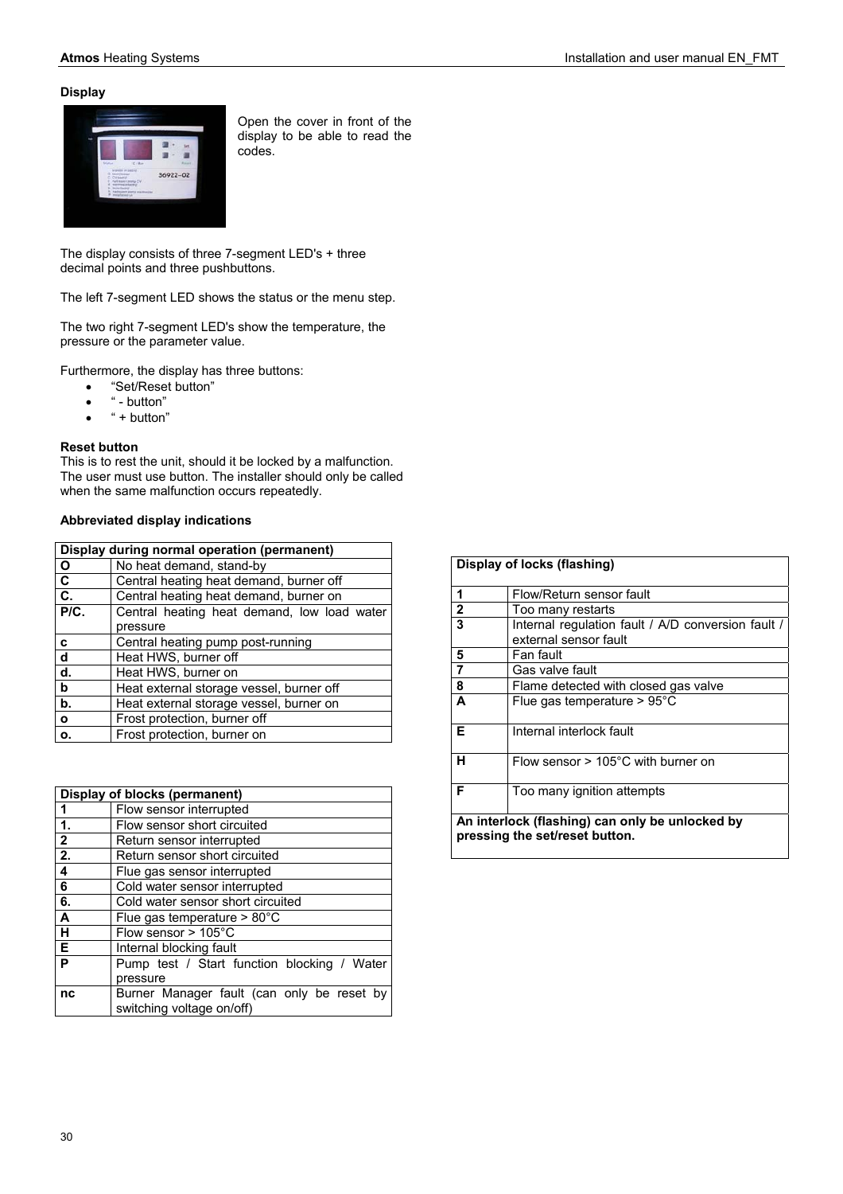**Display**

Open the cover in front of the display to be able to read the codes.

The display consists of three 7-segment LED's + three decimal points and three pushbuttons.

The left 7-segment LED shows the status or the menu step.

The two right 7-segment LED's show the temperature, the pressure or the parameter value.

Furthermore, the display has three buttons:

- “Set/Reset button”
- “ - button”
- “ + button”

**Reset button**

This is to rest the unit, should it be locked by a malfunction. The user must use button. The installer should only be called when the same malfunction occurs repeatedly.

**Abbreviated display indications**

| Display during normal operation (permanent) | |
|---|---|
| **O** | No heat demand, stand-by |
| **C** | Central heating heat demand, burner off |
| **C.** | Central heating heat demand, burner on |
| **P/C.** | Central heating heat demand, low load water pressure |
| **c** | Central heating pump post-running |
| **d** | Heat HWS, burner off |
| **d.** | Heat HWS, burner on |
| **b** | Heat external storage vessel, burner off |
| **b.** | Heat external storage vessel, burner on |
| **o** | Frost protection, burner off |
| **o.** | Frost protection, burner on |

| Display of blocks (permanent) | |
|---|---|
| **1** | Flow sensor interrupted |
| **1.** | Flow sensor short circuited |
| **2** | Return sensor interrupted |
| **2.** | Return sensor short circuited |
| **4** | Flue gas sensor interrupted |
| **6** | Cold water sensor interrupted |
| **6.** | Cold water sensor short circuited |
| **A** | Flue gas temperature > 80°C |
| **H** | Flow sensor > 105°C |
| **E** | Internal blocking fault |
| **P** | Pump test / Start function blocking / Water pressure |
| **nc** | Burner Manager fault (can only be reset by switching voltage on/off) |

| Display of locks (flashing) | |
|---|---|
| **1** | Flow/Return sensor fault |
| **2** | Too many restarts |
| **3** | Internal regulation fault / A/D conversion fault / external sensor fault |
| **5** | Fan fault |
| **7** | Gas valve fault |
| **8** | Flame detected with closed gas valve |
| **A** | Flue gas temperature > 95°C |
| **E** | Internal interlock fault |
| **H** | Flow sensor > 105°C with burner on |
| **F** | Too many ignition attempts |

**An interlock (flashing) can only be unlocked by pressing the set/reset button.**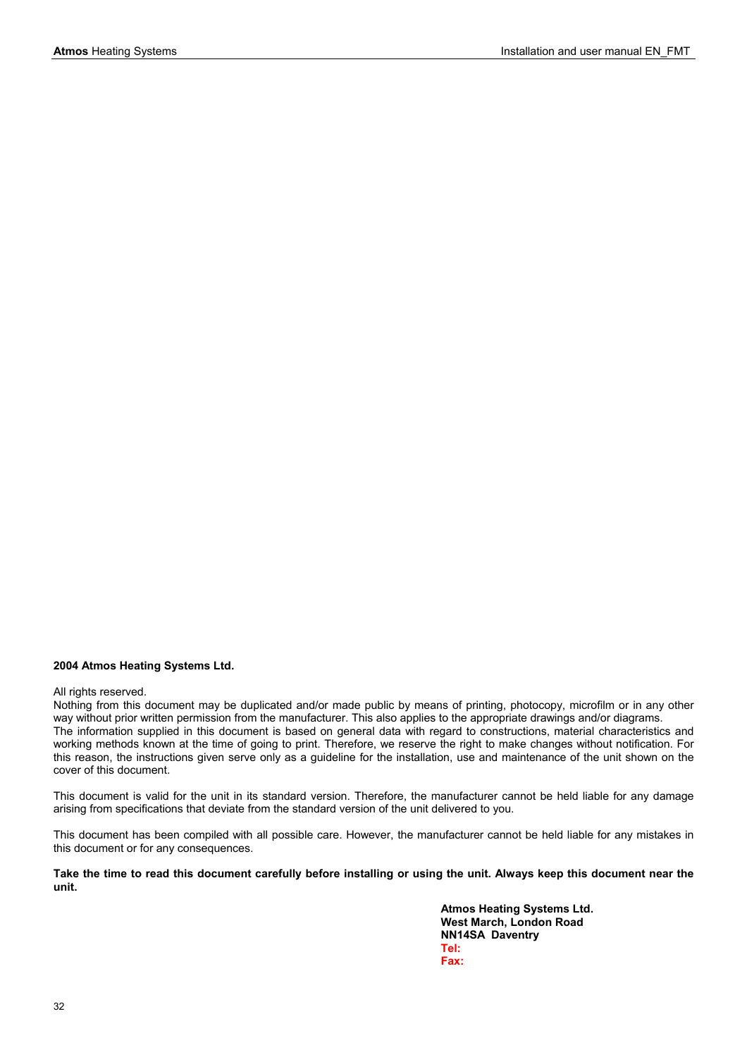**2004 Atmos Heating Systems Ltd.**

All rights reserved.
Nothing from this document may be duplicated and/or made public by means of printing, photocopy, microfilm or in any other way without prior written permission from the manufacturer. This also applies to the appropriate drawings and/or diagrams.
The information supplied in this document is based on general data with regard to constructions, material characteristics and working methods known at the time of going to print. Therefore, we reserve the right to make changes without notification. For this reason, the instructions given serve only as a guideline for the installation, use and maintenance of the unit shown on the cover of this document.

This document is valid for the unit in its standard version. Therefore, the manufacturer cannot be held liable for any damage arising from specifications that deviate from the standard version of the unit delivered to you.

This document has been compiled with all possible care. However, the manufacturer cannot be held liable for any mistakes in this document or for any consequences.

**Take the time to read this document carefully before installing or using the unit. Always keep this document near the unit.**

**Atmos Heating Systems Ltd.**
**West March, London Road**
**NN14SA Daventry**
**Tel:**
**Fax:**